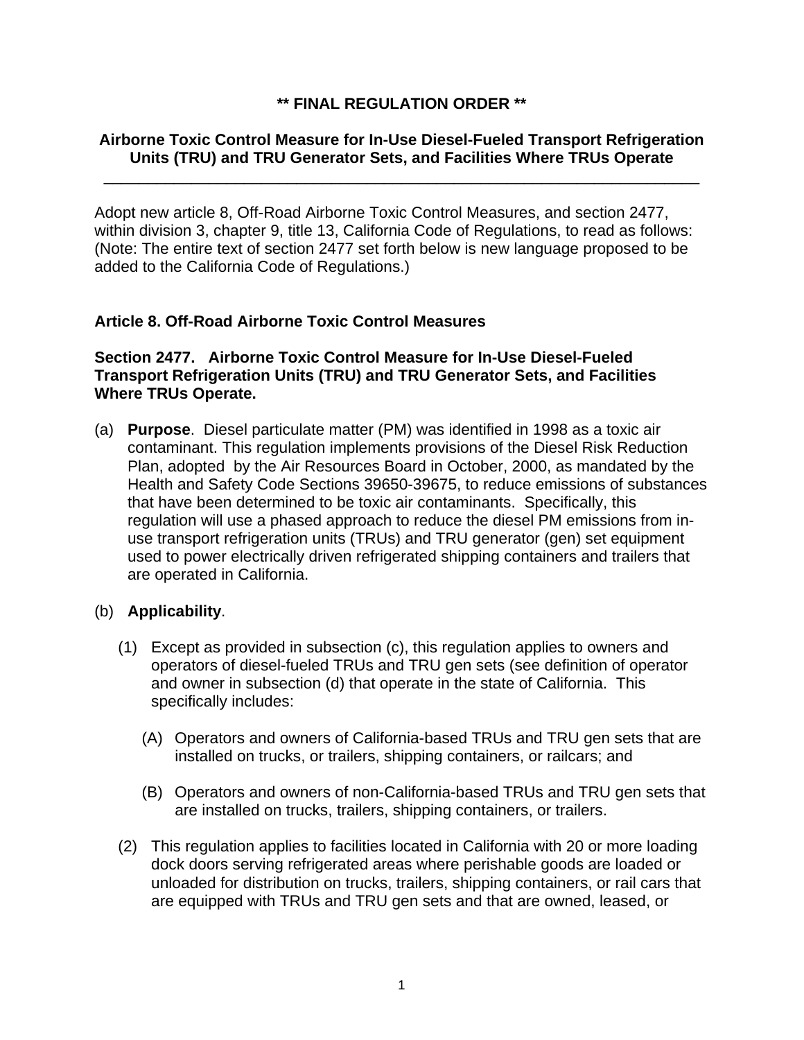**\*\* FINAL REGULATION ORDER \*\***

**Airborne Toxic Control Measure for In-Use Diesel-Fueled Transport Refrigeration Units (TRU) and TRU Generator Sets, and Facilities Where TRUs Operate**

---

Adopt new article 8, Off-Road Airborne Toxic Control Measures, and section 2477, within division 3, chapter 9, title 13, California Code of Regulations, to read as follows: (Note: The entire text of section 2477 set forth below is new language proposed to be added to the California Code of Regulations.)

**Article 8. Off-Road Airborne Toxic Control Measures**

**Section 2477. Airborne Toxic Control Measure for In-Use Diesel-Fueled Transport Refrigeration Units (TRU) and TRU Generator Sets, and Facilities Where TRUs Operate.**

(a) **Purpose**. Diesel particulate matter (PM) was identified in 1998 as a toxic air contaminant. This regulation implements provisions of the Diesel Risk Reduction Plan, adopted by the Air Resources Board in October, 2000, as mandated by the Health and Safety Code Sections 39650-39675, to reduce emissions of substances that have been determined to be toxic air contaminants. Specifically, this regulation will use a phased approach to reduce the diesel PM emissions from in-use transport refrigeration units (TRUs) and TRU generator (gen) set equipment used to power electrically driven refrigerated shipping containers and trailers that are operated in California.

(b) **Applicability**.

(1) Except as provided in subsection (c), this regulation applies to owners and operators of diesel-fueled TRUs and TRU gen sets (see definition of operator and owner in subsection (d) that operate in the state of California. This specifically includes:

(A) Operators and owners of California-based TRUs and TRU gen sets that are installed on trucks, or trailers, shipping containers, or railcars; and

(B) Operators and owners of non-California-based TRUs and TRU gen sets that are installed on trucks, trailers, shipping containers, or trailers.

(2) This regulation applies to facilities located in California with 20 or more loading dock doors serving refrigerated areas where perishable goods are loaded or unloaded for distribution on trucks, trailers, shipping containers, or rail cars that are equipped with TRUs and TRU gen sets and that are owned, leased, or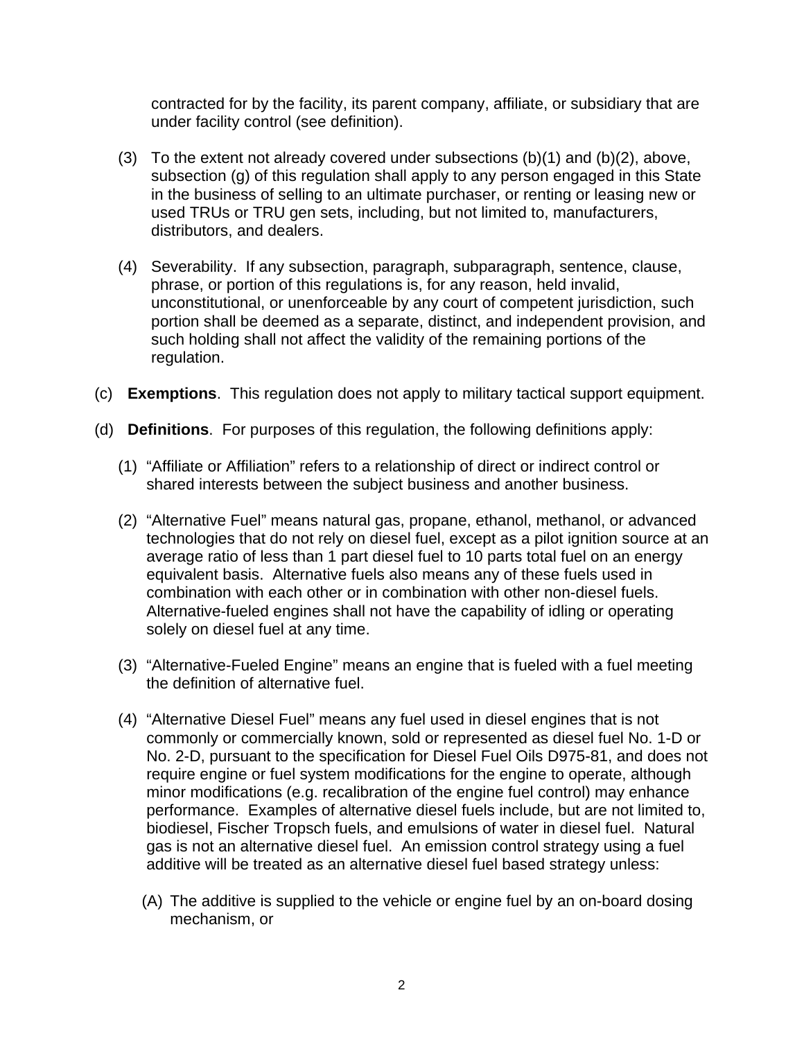contracted for by the facility, its parent company, affiliate, or subsidiary that are under facility control (see definition).

(3) To the extent not already covered under subsections (b)(1) and (b)(2), above, subsection (g) of this regulation shall apply to any person engaged in this State in the business of selling to an ultimate purchaser, or renting or leasing new or used TRUs or TRU gen sets, including, but not limited to, manufacturers, distributors, and dealers.

(4) Severability. If any subsection, paragraph, subparagraph, sentence, clause, phrase, or portion of this regulations is, for any reason, held invalid, unconstitutional, or unenforceable by any court of competent jurisdiction, such portion shall be deemed as a separate, distinct, and independent provision, and such holding shall not affect the validity of the remaining portions of the regulation.

(c) **Exemptions**. This regulation does not apply to military tactical support equipment.

(d) **Definitions**. For purposes of this regulation, the following definitions apply:

(1) “Affiliate or Affiliation” refers to a relationship of direct or indirect control or shared interests between the subject business and another business.

(2) “Alternative Fuel” means natural gas, propane, ethanol, methanol, or advanced technologies that do not rely on diesel fuel, except as a pilot ignition source at an average ratio of less than 1 part diesel fuel to 10 parts total fuel on an energy equivalent basis. Alternative fuels also means any of these fuels used in combination with each other or in combination with other non-diesel fuels. Alternative-fueled engines shall not have the capability of idling or operating solely on diesel fuel at any time.

(3) “Alternative-Fueled Engine” means an engine that is fueled with a fuel meeting the definition of alternative fuel.

(4) “Alternative Diesel Fuel” means any fuel used in diesel engines that is not commonly or commercially known, sold or represented as diesel fuel No. 1-D or No. 2-D, pursuant to the specification for Diesel Fuel Oils D975-81, and does not require engine or fuel system modifications for the engine to operate, although minor modifications (e.g. recalibration of the engine fuel control) may enhance performance. Examples of alternative diesel fuels include, but are not limited to, biodiesel, Fischer Tropsch fuels, and emulsions of water in diesel fuel. Natural gas is not an alternative diesel fuel. An emission control strategy using a fuel additive will be treated as an alternative diesel fuel based strategy unless:

(A) The additive is supplied to the vehicle or engine fuel by an on-board dosing mechanism, or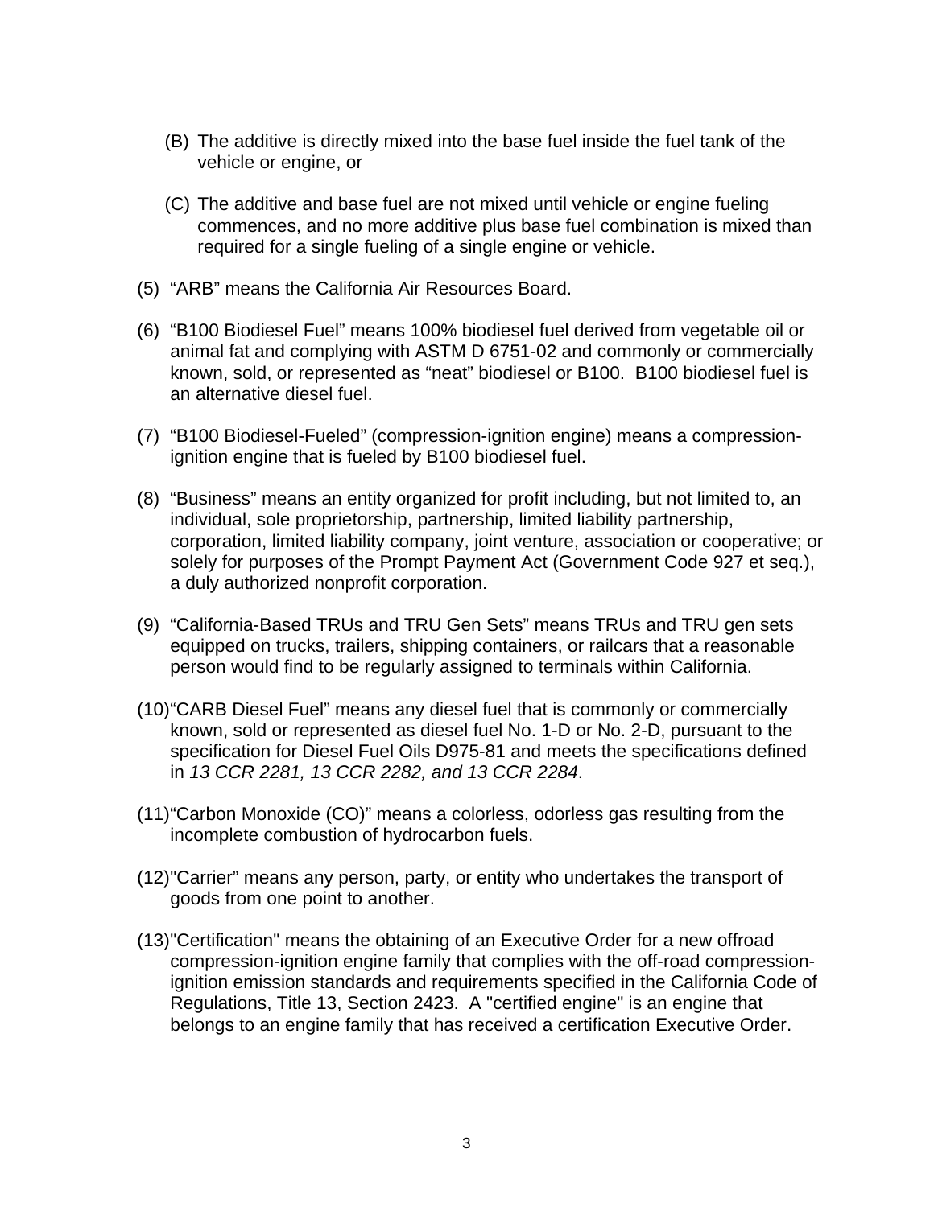(B) The additive is directly mixed into the base fuel inside the fuel tank of the vehicle or engine, or

(C) The additive and base fuel are not mixed until vehicle or engine fueling commences, and no more additive plus base fuel combination is mixed than required for a single fueling of a single engine or vehicle.

(5) "ARB" means the California Air Resources Board.

(6) "B100 Biodiesel Fuel" means 100% biodiesel fuel derived from vegetable oil or animal fat and complying with ASTM D 6751-02 and commonly or commercially known, sold, or represented as "neat" biodiesel or B100. B100 biodiesel fuel is an alternative diesel fuel.

(7) "B100 Biodiesel-Fueled" (compression-ignition engine) means a compression-ignition engine that is fueled by B100 biodiesel fuel.

(8) "Business" means an entity organized for profit including, but not limited to, an individual, sole proprietorship, partnership, limited liability partnership, corporation, limited liability company, joint venture, association or cooperative; or solely for purposes of the Prompt Payment Act (Government Code 927 et seq.), a duly authorized nonprofit corporation.

(9) "California-Based TRUs and TRU Gen Sets" means TRUs and TRU gen sets equipped on trucks, trailers, shipping containers, or railcars that a reasonable person would find to be regularly assigned to terminals within California.

(10) "CARB Diesel Fuel" means any diesel fuel that is commonly or commercially known, sold or represented as diesel fuel No. 1-D or No. 2-D, pursuant to the specification for Diesel Fuel Oils D975-81 and meets the specifications defined in *13 CCR 2281, 13 CCR 2282, and 13 CCR 2284*.

(11) "Carbon Monoxide (CO)" means a colorless, odorless gas resulting from the incomplete combustion of hydrocarbon fuels.

(12) "Carrier" means any person, party, or entity who undertakes the transport of goods from one point to another.

(13) "Certification" means the obtaining of an Executive Order for a new offroad compression-ignition engine family that complies with the off-road compression-ignition emission standards and requirements specified in the California Code of Regulations, Title 13, Section 2423. A "certified engine" is an engine that belongs to an engine family that has received a certification Executive Order.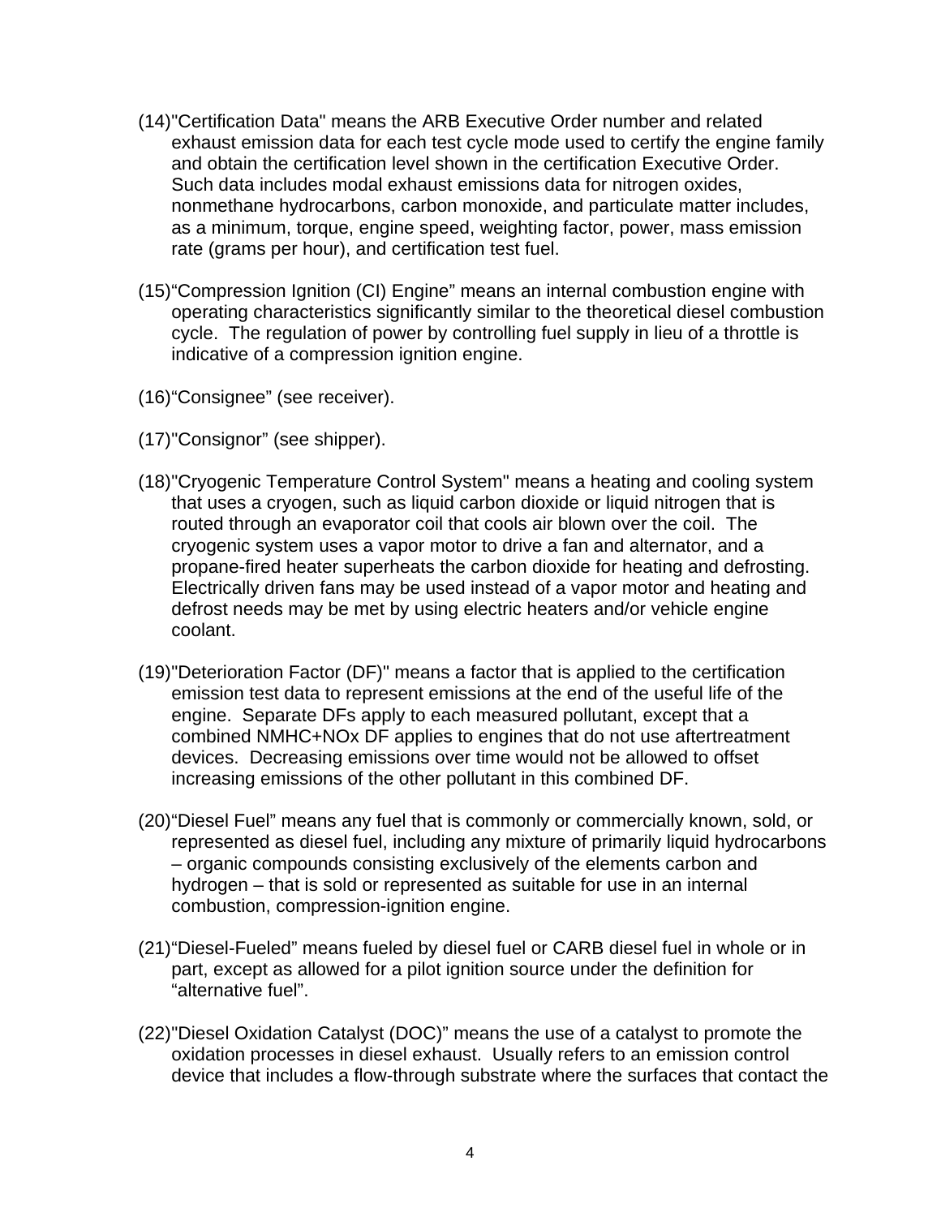(14)"Certification Data" means the ARB Executive Order number and related exhaust emission data for each test cycle mode used to certify the engine family and obtain the certification level shown in the certification Executive Order. Such data includes modal exhaust emissions data for nitrogen oxides, nonmethane hydrocarbons, carbon monoxide, and particulate matter includes, as a minimum, torque, engine speed, weighting factor, power, mass emission rate (grams per hour), and certification test fuel.

(15)“Compression Ignition (CI) Engine” means an internal combustion engine with operating characteristics significantly similar to the theoretical diesel combustion cycle. The regulation of power by controlling fuel supply in lieu of a throttle is indicative of a compression ignition engine.

(16)“Consignee” (see receiver).

(17)"Consignor” (see shipper).

(18)"Cryogenic Temperature Control System" means a heating and cooling system that uses a cryogen, such as liquid carbon dioxide or liquid nitrogen that is routed through an evaporator coil that cools air blown over the coil. The cryogenic system uses a vapor motor to drive a fan and alternator, and a propane-fired heater superheats the carbon dioxide for heating and defrosting. Electrically driven fans may be used instead of a vapor motor and heating and defrost needs may be met by using electric heaters and/or vehicle engine coolant.

(19)"Deterioration Factor (DF)" means a factor that is applied to the certification emission test data to represent emissions at the end of the useful life of the engine. Separate DFs apply to each measured pollutant, except that a combined NMHC+NOx DF applies to engines that do not use aftertreatment devices. Decreasing emissions over time would not be allowed to offset increasing emissions of the other pollutant in this combined DF.

(20)“Diesel Fuel” means any fuel that is commonly or commercially known, sold, or represented as diesel fuel, including any mixture of primarily liquid hydrocarbons – organic compounds consisting exclusively of the elements carbon and hydrogen – that is sold or represented as suitable for use in an internal combustion, compression-ignition engine.

(21)“Diesel-Fueled” means fueled by diesel fuel or CARB diesel fuel in whole or in part, except as allowed for a pilot ignition source under the definition for “alternative fuel”.

(22)"Diesel Oxidation Catalyst (DOC)” means the use of a catalyst to promote the oxidation processes in diesel exhaust. Usually refers to an emission control device that includes a flow-through substrate where the surfaces that contact the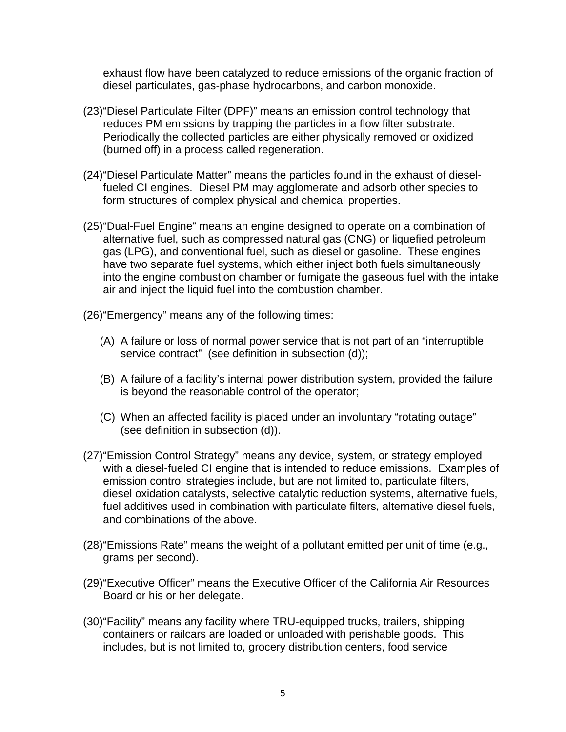exhaust flow have been catalyzed to reduce emissions of the organic fraction of diesel particulates, gas-phase hydrocarbons, and carbon monoxide.

(23)"Diesel Particulate Filter (DPF)" means an emission control technology that reduces PM emissions by trapping the particles in a flow filter substrate. Periodically the collected particles are either physically removed or oxidized (burned off) in a process called regeneration.

(24)"Diesel Particulate Matter" means the particles found in the exhaust of diesel-fueled CI engines. Diesel PM may agglomerate and adsorb other species to form structures of complex physical and chemical properties.

(25)"Dual-Fuel Engine" means an engine designed to operate on a combination of alternative fuel, such as compressed natural gas (CNG) or liquefied petroleum gas (LPG), and conventional fuel, such as diesel or gasoline. These engines have two separate fuel systems, which either inject both fuels simultaneously into the engine combustion chamber or fumigate the gaseous fuel with the intake air and inject the liquid fuel into the combustion chamber.

(26)"Emergency" means any of the following times:

(A) A failure or loss of normal power service that is not part of an "interruptible service contract" (see definition in subsection (d));

(B) A failure of a facility's internal power distribution system, provided the failure is beyond the reasonable control of the operator;

(C) When an affected facility is placed under an involuntary "rotating outage" (see definition in subsection (d)).

(27)"Emission Control Strategy" means any device, system, or strategy employed with a diesel-fueled CI engine that is intended to reduce emissions. Examples of emission control strategies include, but are not limited to, particulate filters, diesel oxidation catalysts, selective catalytic reduction systems, alternative fuels, fuel additives used in combination with particulate filters, alternative diesel fuels, and combinations of the above.

(28)"Emissions Rate" means the weight of a pollutant emitted per unit of time (e.g., grams per second).

(29)"Executive Officer" means the Executive Officer of the California Air Resources Board or his or her delegate.

(30)"Facility" means any facility where TRU-equipped trucks, trailers, shipping containers or railcars are loaded or unloaded with perishable goods. This includes, but is not limited to, grocery distribution centers, food service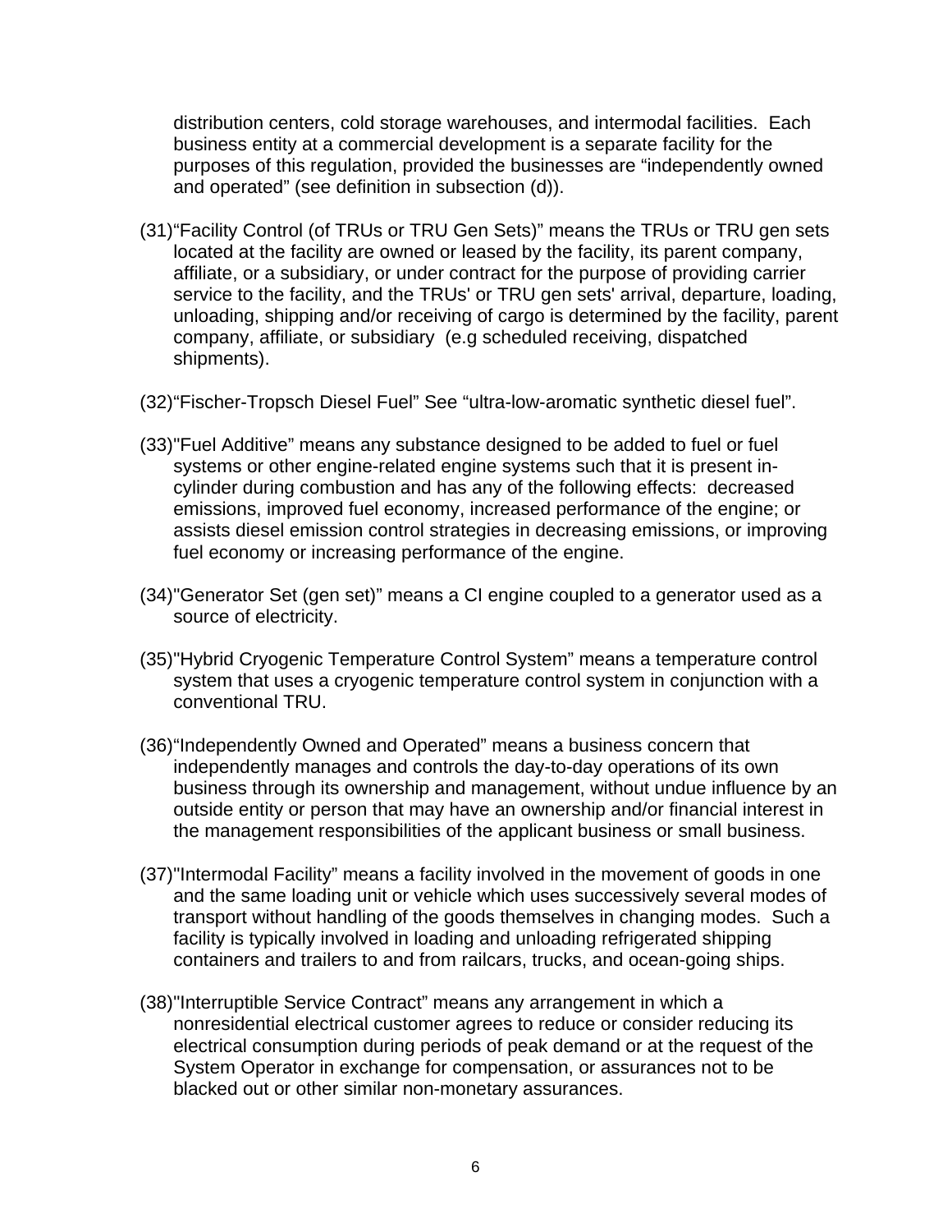distribution centers, cold storage warehouses, and intermodal facilities. Each business entity at a commercial development is a separate facility for the purposes of this regulation, provided the businesses are "independently owned and operated" (see definition in subsection (d)).

(31) "Facility Control (of TRUs or TRU Gen Sets)" means the TRUs or TRU gen sets located at the facility are owned or leased by the facility, its parent company, affiliate, or a subsidiary, or under contract for the purpose of providing carrier service to the facility, and the TRUs' or TRU gen sets' arrival, departure, loading, unloading, shipping and/or receiving of cargo is determined by the facility, parent company, affiliate, or subsidiary (e.g scheduled receiving, dispatched shipments).

(32) "Fischer-Tropsch Diesel Fuel" See "ultra-low-aromatic synthetic diesel fuel".

(33) "Fuel Additive" means any substance designed to be added to fuel or fuel systems or other engine-related engine systems such that it is present in-cylinder during combustion and has any of the following effects: decreased emissions, improved fuel economy, increased performance of the engine; or assists diesel emission control strategies in decreasing emissions, or improving fuel economy or increasing performance of the engine.

(34) "Generator Set (gen set)" means a CI engine coupled to a generator used as a source of electricity.

(35) "Hybrid Cryogenic Temperature Control System" means a temperature control system that uses a cryogenic temperature control system in conjunction with a conventional TRU.

(36) "Independently Owned and Operated" means a business concern that independently manages and controls the day-to-day operations of its own business through its ownership and management, without undue influence by an outside entity or person that may have an ownership and/or financial interest in the management responsibilities of the applicant business or small business.

(37) "Intermodal Facility" means a facility involved in the movement of goods in one and the same loading unit or vehicle which uses successively several modes of transport without handling of the goods themselves in changing modes. Such a facility is typically involved in loading and unloading refrigerated shipping containers and trailers to and from railcars, trucks, and ocean-going ships.

(38) "Interruptible Service Contract" means any arrangement in which a nonresidential electrical customer agrees to reduce or consider reducing its electrical consumption during periods of peak demand or at the request of the System Operator in exchange for compensation, or assurances not to be blacked out or other similar non-monetary assurances.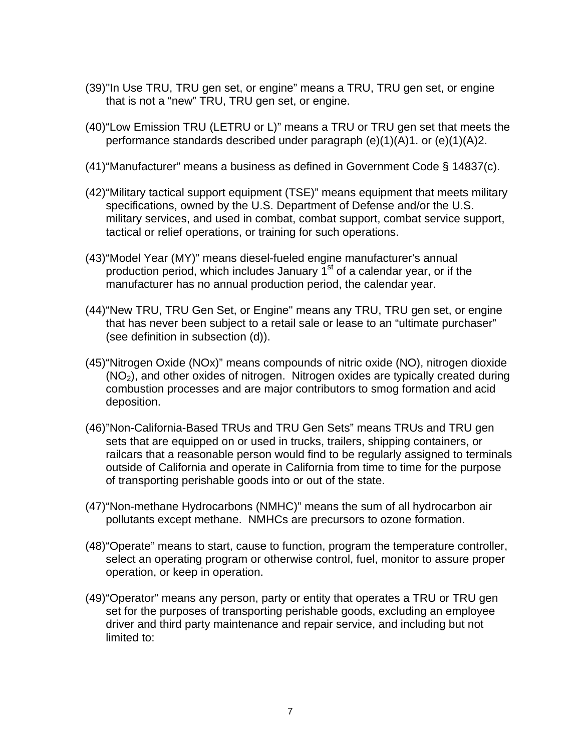(39)"In Use TRU, TRU gen set, or engine" means a TRU, TRU gen set, or engine that is not a "new" TRU, TRU gen set, or engine.

(40)"Low Emission TRU (LETRU or L)" means a TRU or TRU gen set that meets the performance standards described under paragraph (e)(1)(A)1. or (e)(1)(A)2.

(41)"Manufacturer" means a business as defined in Government Code § 14837(c).

(42)"Military tactical support equipment (TSE)" means equipment that meets military specifications, owned by the U.S. Department of Defense and/or the U.S. military services, and used in combat, combat support, combat service support, tactical or relief operations, or training for such operations.

(43)"Model Year (MY)" means diesel-fueled engine manufacturer's annual production period, which includes January 1st of a calendar year, or if the manufacturer has no annual production period, the calendar year.

(44)"New TRU, TRU Gen Set, or Engine" means any TRU, TRU gen set, or engine that has never been subject to a retail sale or lease to an "ultimate purchaser" (see definition in subsection (d)).

(45)"Nitrogen Oxide (NOx)" means compounds of nitric oxide (NO), nitrogen dioxide ($NO_2$), and other oxides of nitrogen. Nitrogen oxides are typically created during combustion processes and are major contributors to smog formation and acid deposition.

(46)"Non-California-Based TRUs and TRU Gen Sets" means TRUs and TRU gen sets that are equipped on or used in trucks, trailers, shipping containers, or railcars that a reasonable person would find to be regularly assigned to terminals outside of California and operate in California from time to time for the purpose of transporting perishable goods into or out of the state.

(47)"Non-methane Hydrocarbons (NMHC)" means the sum of all hydrocarbon air pollutants except methane. NMHCs are precursors to ozone formation.

(48)"Operate" means to start, cause to function, program the temperature controller, select an operating program or otherwise control, fuel, monitor to assure proper operation, or keep in operation.

(49)"Operator" means any person, party or entity that operates a TRU or TRU gen set for the purposes of transporting perishable goods, excluding an employee driver and third party maintenance and repair service, and including but not limited to: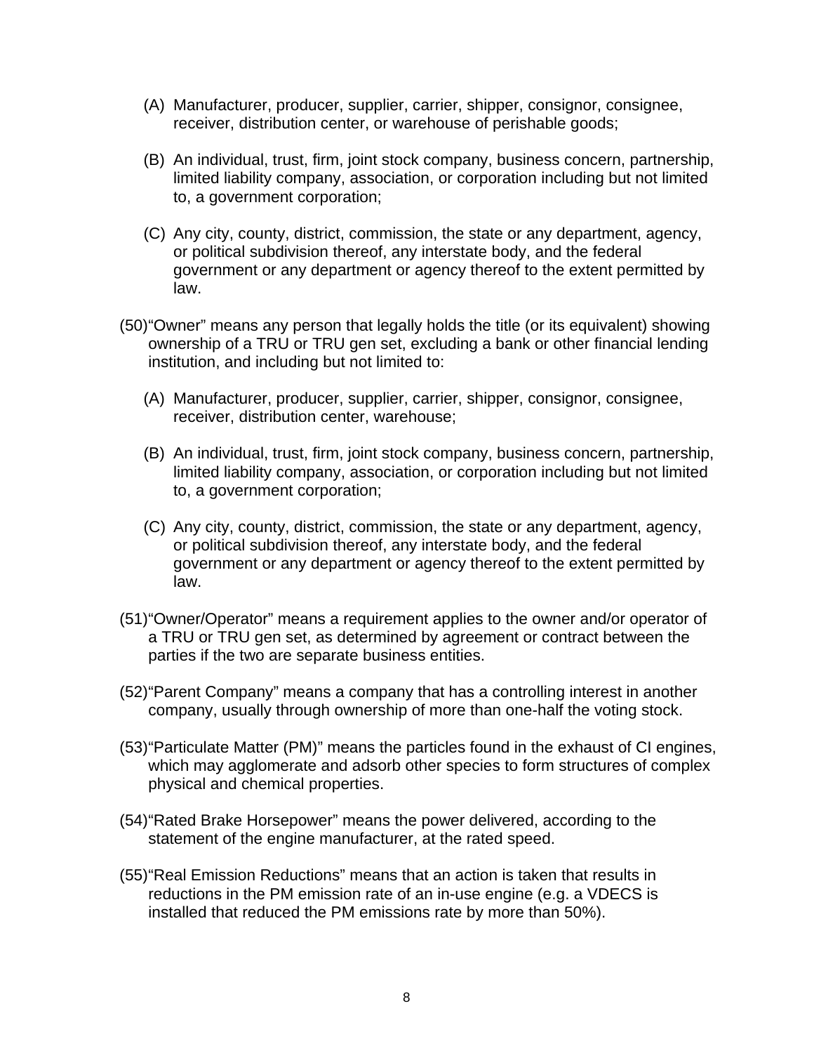(A) Manufacturer, producer, supplier, carrier, shipper, consignor, consignee, receiver, distribution center, or warehouse of perishable goods;

(B) An individual, trust, firm, joint stock company, business concern, partnership, limited liability company, association, or corporation including but not limited to, a government corporation;

(C) Any city, county, district, commission, the state or any department, agency, or political subdivision thereof, any interstate body, and the federal government or any department or agency thereof to the extent permitted by law.

(50) "Owner" means any person that legally holds the title (or its equivalent) showing ownership of a TRU or TRU gen set, excluding a bank or other financial lending institution, and including but not limited to:

(A) Manufacturer, producer, supplier, carrier, shipper, consignor, consignee, receiver, distribution center, warehouse;

(B) An individual, trust, firm, joint stock company, business concern, partnership, limited liability company, association, or corporation including but not limited to, a government corporation;

(C) Any city, county, district, commission, the state or any department, agency, or political subdivision thereof, any interstate body, and the federal government or any department or agency thereof to the extent permitted by law.

(51) "Owner/Operator" means a requirement applies to the owner and/or operator of a TRU or TRU gen set, as determined by agreement or contract between the parties if the two are separate business entities.

(52) "Parent Company" means a company that has a controlling interest in another company, usually through ownership of more than one-half the voting stock.

(53) "Particulate Matter (PM)" means the particles found in the exhaust of CI engines, which may agglomerate and adsorb other species to form structures of complex physical and chemical properties.

(54) "Rated Brake Horsepower" means the power delivered, according to the statement of the engine manufacturer, at the rated speed.

(55) "Real Emission Reductions" means that an action is taken that results in reductions in the PM emission rate of an in-use engine (e.g. a VDECS is installed that reduced the PM emissions rate by more than 50%).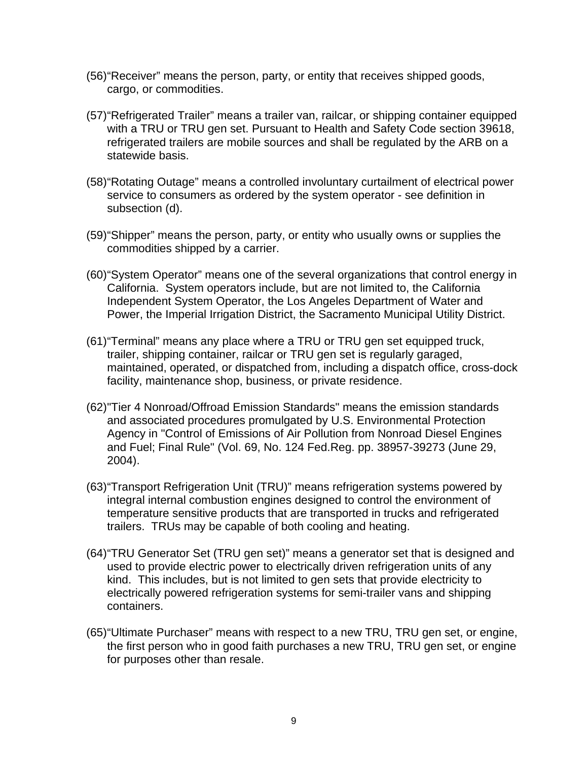(56)“Receiver” means the person, party, or entity that receives shipped goods, cargo, or commodities.

(57)“Refrigerated Trailer” means a trailer van, railcar, or shipping container equipped with a TRU or TRU gen set. Pursuant to Health and Safety Code section 39618, refrigerated trailers are mobile sources and shall be regulated by the ARB on a statewide basis.

(58)“Rotating Outage” means a controlled involuntary curtailment of electrical power service to consumers as ordered by the system operator - see definition in subsection (d).

(59)“Shipper” means the person, party, or entity who usually owns or supplies the commodities shipped by a carrier.

(60)“System Operator” means one of the several organizations that control energy in California. System operators include, but are not limited to, the California Independent System Operator, the Los Angeles Department of Water and Power, the Imperial Irrigation District, the Sacramento Municipal Utility District.

(61)“Terminal” means any place where a TRU or TRU gen set equipped truck, trailer, shipping container, railcar or TRU gen set is regularly garaged, maintained, operated, or dispatched from, including a dispatch office, cross-dock facility, maintenance shop, business, or private residence.

(62)"Tier 4 Nonroad/Offroad Emission Standards" means the emission standards and associated procedures promulgated by U.S. Environmental Protection Agency in "Control of Emissions of Air Pollution from Nonroad Diesel Engines and Fuel; Final Rule" (Vol. 69, No. 124 Fed.Reg. pp. 38957-39273 (June 29, 2004).

(63)“Transport Refrigeration Unit (TRU)” means refrigeration systems powered by integral internal combustion engines designed to control the environment of temperature sensitive products that are transported in trucks and refrigerated trailers. TRUs may be capable of both cooling and heating.

(64)“TRU Generator Set (TRU gen set)” means a generator set that is designed and used to provide electric power to electrically driven refrigeration units of any kind. This includes, but is not limited to gen sets that provide electricity to electrically powered refrigeration systems for semi-trailer vans and shipping containers.

(65)“Ultimate Purchaser” means with respect to a new TRU, TRU gen set, or engine, the first person who in good faith purchases a new TRU, TRU gen set, or engine for purposes other than resale.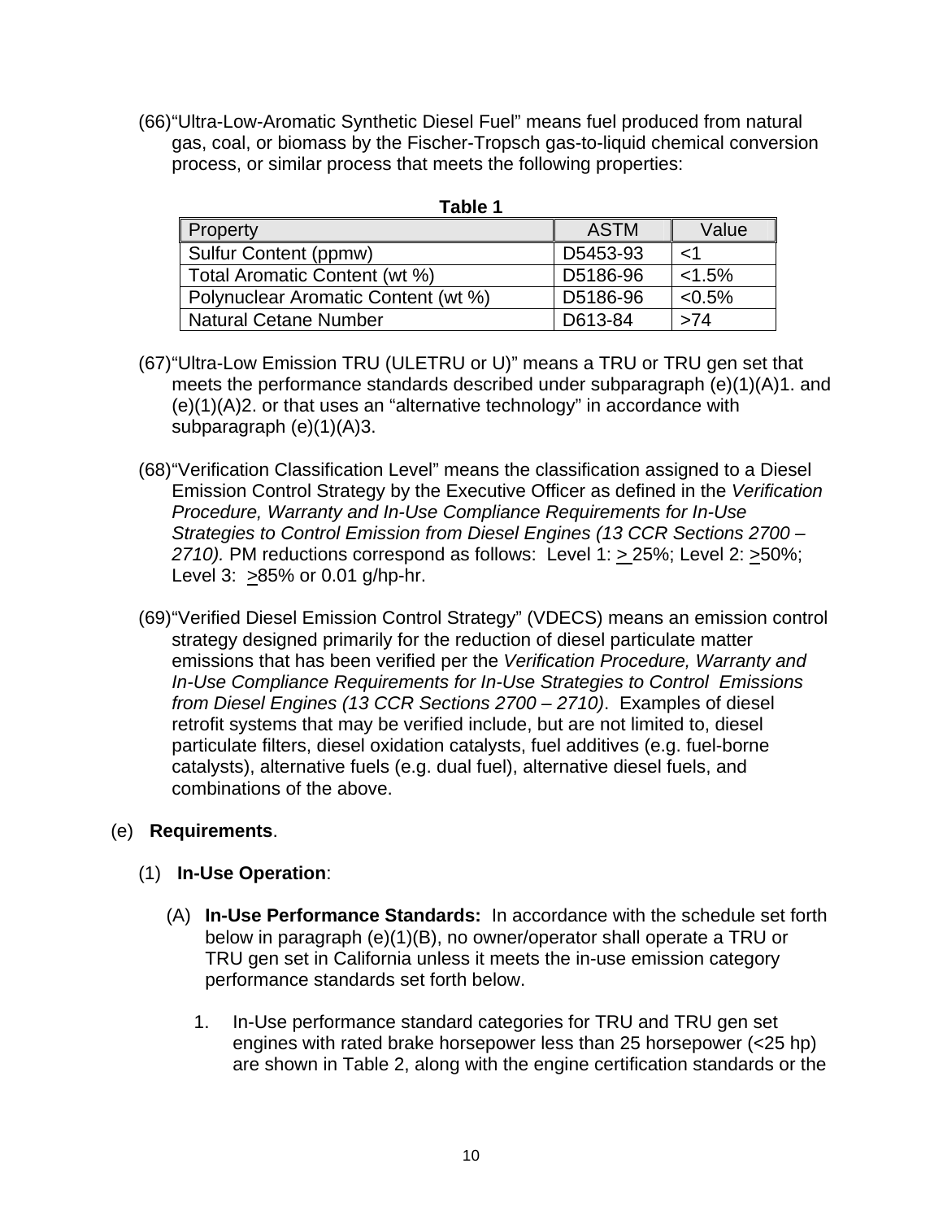(66)"Ultra-Low-Aromatic Synthetic Diesel Fuel" means fuel produced from natural gas, coal, or biomass by the Fischer-Tropsch gas-to-liquid chemical conversion process, or similar process that meets the following properties:

**Table 1**

| Property | ASTM | Value |
|---|---|---|
| Sulfur Content (ppmw) | D5453-93 | <1 |
| Total Aromatic Content (wt %) | D5186-96 | <1.5% |
| Polynuclear Aromatic Content (wt %) | D5186-96 | <0.5% |
| Natural Cetane Number | D613-84 | >74 |

(67)"Ultra-Low Emission TRU (ULETRU or U)" means a TRU or TRU gen set that meets the performance standards described under subparagraph (e)(1)(A)1. and (e)(1)(A)2. or that uses an "alternative technology" in accordance with subparagraph (e)(1)(A)3.

(68)"Verification Classification Level" means the classification assigned to a Diesel Emission Control Strategy by the Executive Officer as defined in the *Verification Procedure, Warranty and In-Use Compliance Requirements for In-Use Strategies to Control Emission from Diesel Engines (13 CCR Sections 2700 – 2710).* PM reductions correspond as follows: Level 1: ≥ 25%; Level 2: ≥50%; Level 3: ≥85% or 0.01 g/hp-hr.

(69)"Verified Diesel Emission Control Strategy" (VDECS) means an emission control strategy designed primarily for the reduction of diesel particulate matter emissions that has been verified per the *Verification Procedure, Warranty and In-Use Compliance Requirements for In-Use Strategies to Control Emissions from Diesel Engines (13 CCR Sections 2700 – 2710)*. Examples of diesel retrofit systems that may be verified include, but are not limited to, diesel particulate filters, diesel oxidation catalysts, fuel additives (e.g. fuel-borne catalysts), alternative fuels (e.g. dual fuel), alternative diesel fuels, and combinations of the above.

(e) **Requirements**.

(1) **In-Use Operation**:

(A) **In-Use Performance Standards:** In accordance with the schedule set forth below in paragraph (e)(1)(B), no owner/operator shall operate a TRU or TRU gen set in California unless it meets the in-use emission category performance standards set forth below.

1. In-Use performance standard categories for TRU and TRU gen set engines with rated brake horsepower less than 25 horsepower (<25 hp) are shown in Table 2, along with the engine certification standards or the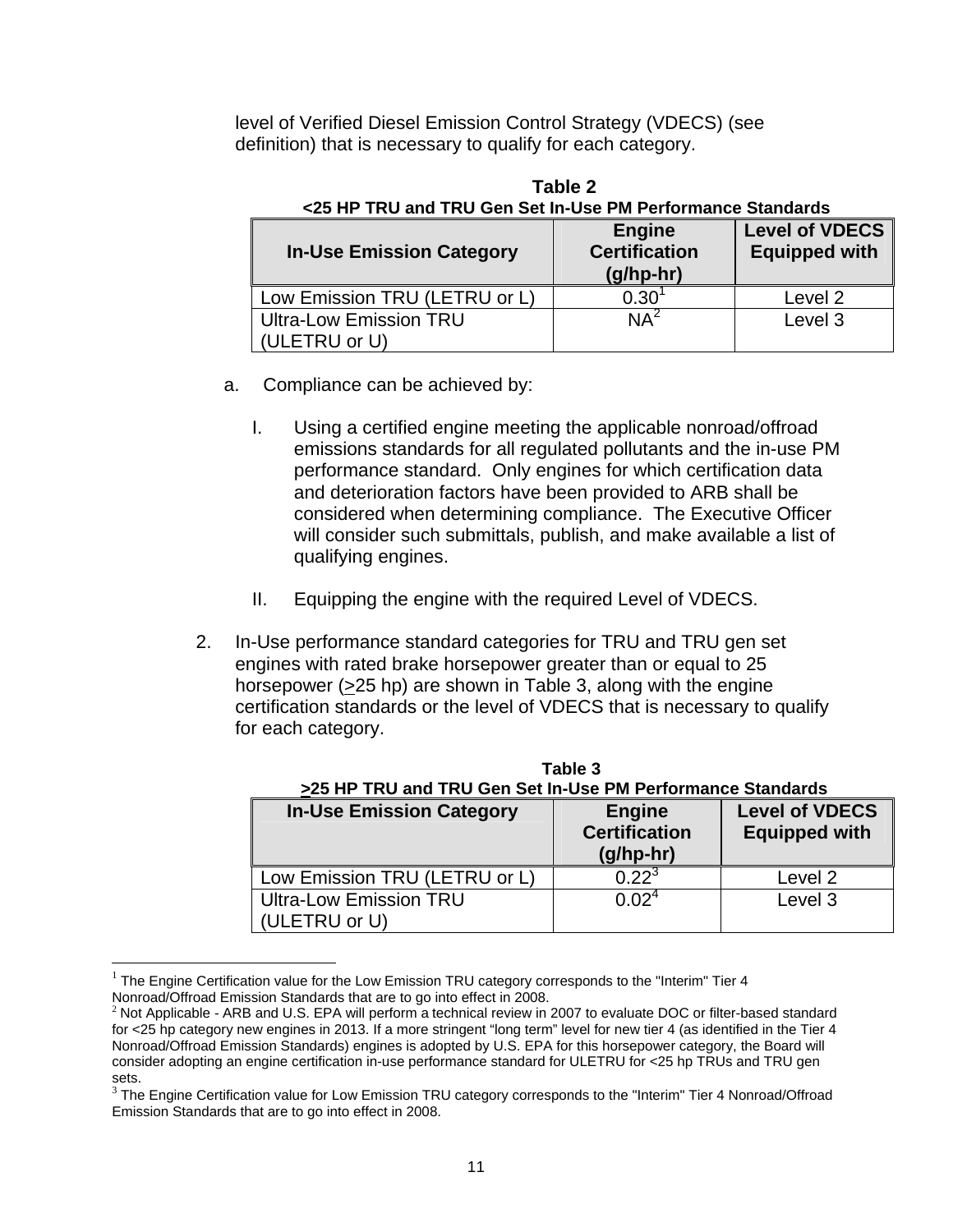level of Verified Diesel Emission Control Strategy (VDECS) (see definition) that is necessary to qualify for each category.

**Table 2**
**<25 HP TRU and TRU Gen Set In-Use PM Performance Standards**

| In-Use Emission Category | Engine Certification (g/hp-hr) | Level of VDECS Equipped with |
|---|---|---|
| Low Emission TRU (LETRU or L) | 0.30[1] | Level 2 |
| Ultra-Low Emission TRU (ULETRU or U) | NA[2] | Level 3 |

a. Compliance can be achieved by:

   I. Using a certified engine meeting the applicable nonroad/offroad emissions standards for all regulated pollutants and the in-use PM performance standard. Only engines for which certification data and deterioration factors have been provided to ARB shall be considered when determining compliance. The Executive Officer will consider such submittals, publish, and make available a list of qualifying engines.

   II. Equipping the engine with the required Level of VDECS.

2. In-Use performance standard categories for TRU and TRU gen set engines with rated brake horsepower greater than or equal to 25 horsepower (≥25 hp) are shown in Table 3, along with the engine certification standards or the level of VDECS that is necessary to qualify for each category.

**Table 3**
**≥25 HP TRU and TRU Gen Set In-Use PM Performance Standards**

| In-Use Emission Category | Engine Certification (g/hp-hr) | Level of VDECS Equipped with |
|---|---|---|
| Low Emission TRU (LETRU or L) | 0.22[3] | Level 2 |
| Ultra-Low Emission TRU (ULETRU or U) | 0.02[4] | Level 3 |

---

[1] The Engine Certification value for the Low Emission TRU category corresponds to the "Interim" Tier 4 Nonroad/Offroad Emission Standards that are to go into effect in 2008.

[2] Not Applicable - ARB and U.S. EPA will perform a technical review in 2007 to evaluate DOC or filter-based standard for <25 hp category new engines in 2013. If a more stringent "long term" level for new tier 4 (as identified in the Tier 4 Nonroad/Offroad Emission Standards) engines is adopted by U.S. EPA for this horsepower category, the Board will consider adopting an engine certification in-use performance standard for ULETRU for <25 hp TRUs and TRU gen sets.

[3] The Engine Certification value for Low Emission TRU category corresponds to the "Interim" Tier 4 Nonroad/Offroad Emission Standards that are to go into effect in 2008.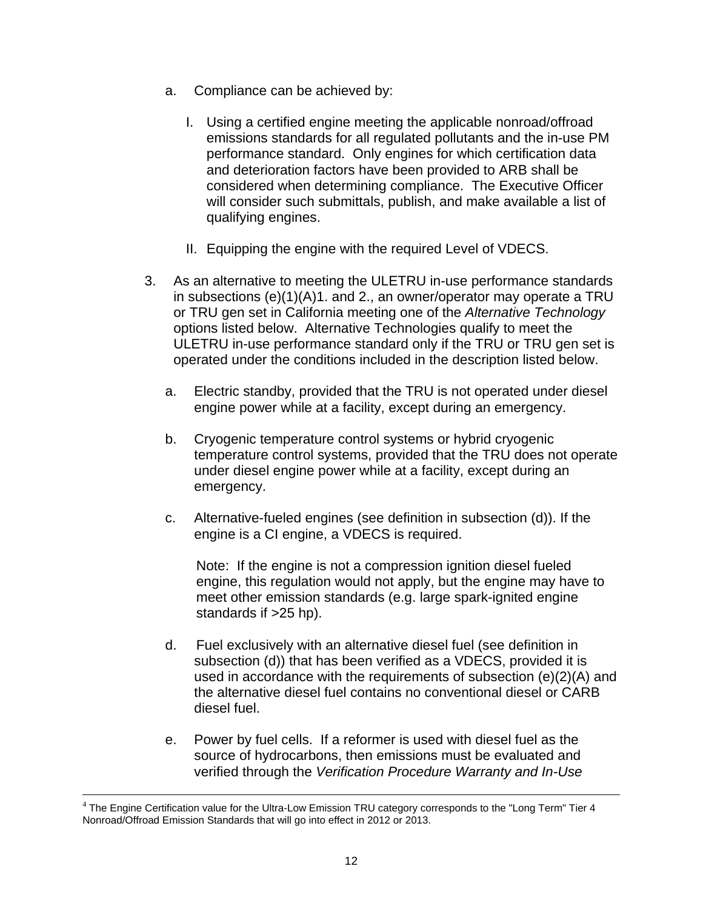a. Compliance can be achieved by:

   I. Using a certified engine meeting the applicable nonroad/offroad emissions standards for all regulated pollutants and the in-use PM performance standard. Only engines for which certification data and deterioration factors have been provided to ARB shall be considered when determining compliance. The Executive Officer will consider such submittals, publish, and make available a list of qualifying engines.

   II. Equipping the engine with the required Level of VDECS.

3. As an alternative to meeting the ULETRU in-use performance standards in subsections (e)(1)(A)1. and 2., an owner/operator may operate a TRU or TRU gen set in California meeting one of the *Alternative Technology* options listed below. Alternative Technologies qualify to meet the ULETRU in-use performance standard only if the TRU or TRU gen set is operated under the conditions included in the description listed below.

   a. Electric standby, provided that the TRU is not operated under diesel engine power while at a facility, except during an emergency.

   b. Cryogenic temperature control systems or hybrid cryogenic temperature control systems, provided that the TRU does not operate under diesel engine power while at a facility, except during an emergency.

   c. Alternative-fueled engines (see definition in subsection (d)). If the engine is a CI engine, a VDECS is required.

      Note: If the engine is not a compression ignition diesel fueled engine, this regulation would not apply, but the engine may have to meet other emission standards (e.g. large spark-ignited engine standards if >25 hp).

   d. Fuel exclusively with an alternative diesel fuel (see definition in subsection (d)) that has been verified as a VDECS, provided it is used in accordance with the requirements of subsection (e)(2)(A) and the alternative diesel fuel contains no conventional diesel or CARB diesel fuel.

   e. Power by fuel cells. If a reformer is used with diesel fuel as the source of hydrocarbons, then emissions must be evaluated and verified through the *Verification Procedure Warranty and In-Use*

---

[4] The Engine Certification value for the Ultra-Low Emission TRU category corresponds to the "Long Term" Tier 4 Nonroad/Offroad Emission Standards that will go into effect in 2012 or 2013.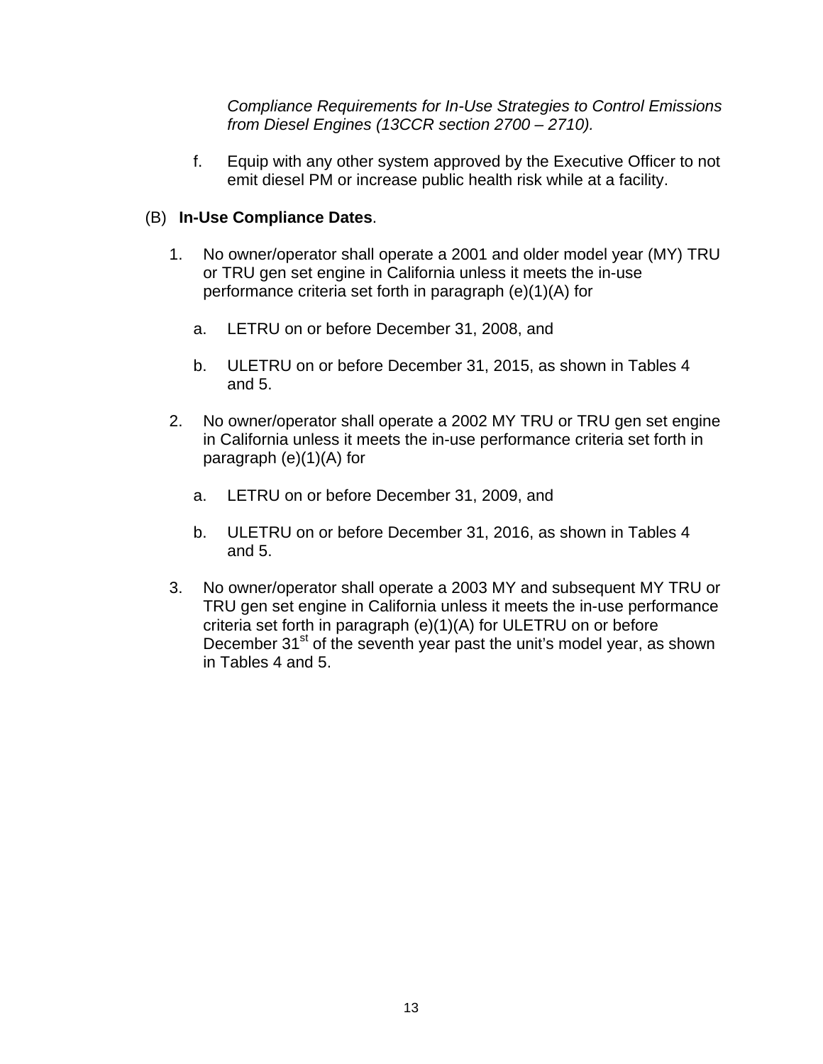*Compliance Requirements for In-Use Strategies to Control Emissions from Diesel Engines (13CCR section 2700 – 2710).*

f. Equip with any other system approved by the Executive Officer to not emit diesel PM or increase public health risk while at a facility.

(B) **In-Use Compliance Dates**.

1. No owner/operator shall operate a 2001 and older model year (MY) TRU or TRU gen set engine in California unless it meets the in-use performance criteria set forth in paragraph (e)(1)(A) for

   a. LETRU on or before December 31, 2008, and

   b. ULETRU on or before December 31, 2015, as shown in Tables 4 and 5.

2. No owner/operator shall operate a 2002 MY TRU or TRU gen set engine in California unless it meets the in-use performance criteria set forth in paragraph (e)(1)(A) for

   a. LETRU on or before December 31, 2009, and

   b. ULETRU on or before December 31, 2016, as shown in Tables 4 and 5.

3. No owner/operator shall operate a 2003 MY and subsequent MY TRU or TRU gen set engine in California unless it meets the in-use performance criteria set forth in paragraph (e)(1)(A) for ULETRU on or before December 31st of the seventh year past the unit's model year, as shown in Tables 4 and 5.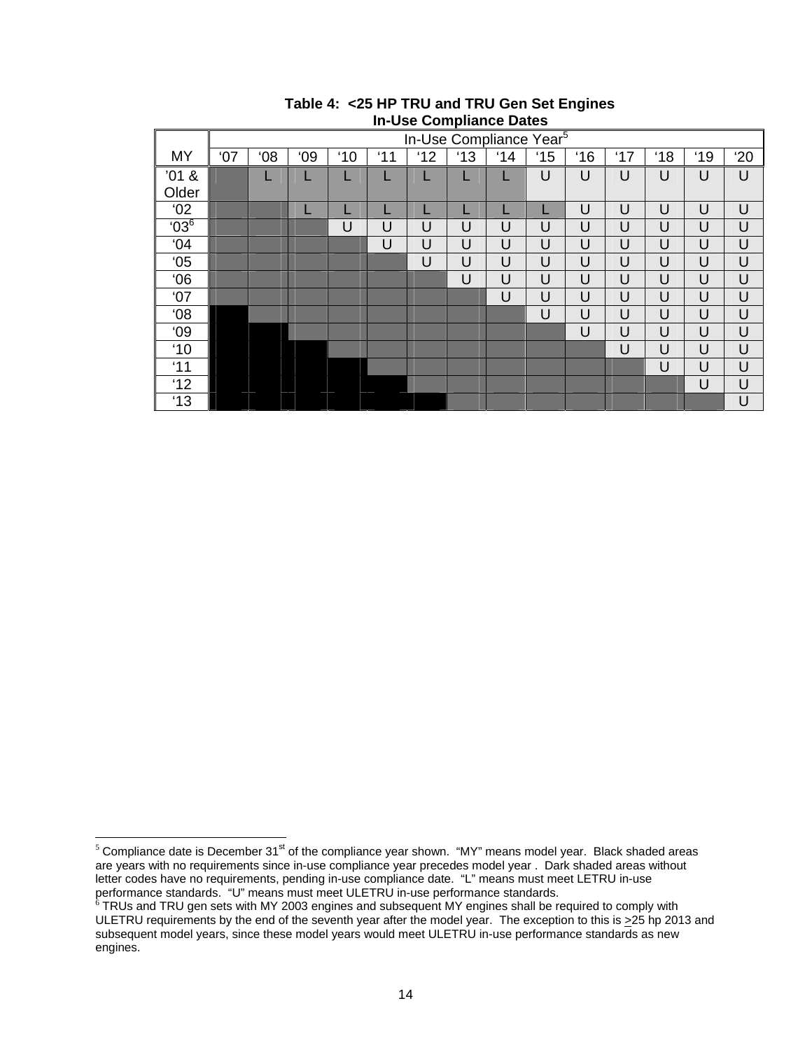**Table 4: <25 HP TRU and TRU Gen Set Engines In-Use Compliance Dates**

| MY | In-Use Compliance Year[5] | | | | | | | | | | | | | |
|---|---|---|---|---|---|---|---|---|---|---|---|---|---|---|
| | '07 | '08 | '09 | '10 | '11 | '12 | '13 | '14 | '15 | '16 | '17 | '18 | '19 | '20 |
| '01 & Older | | L | L | L | L | L | L | L | U | U | U | U | U | U |
| '02 | | | L | L | L | L | L | L | L | U | U | U | U | U |
| '03[6] | | | | U | U | U | U | U | U | U | U | U | U | U |
| '04 | | | | | U | U | U | U | U | U | U | U | U | U |
| '05 | | | | | | U | U | U | U | U | U | U | U | U |
| '06 | | | | | | | U | U | U | U | U | U | U | U |
| '07 | | | | | | | | U | U | U | U | U | U | U |
| '08 | | | | | | | | | U | U | U | U | U | U |
| '09 | | | | | | | | | | U | U | U | U | U |
| '10 | | | | | | | | | | | U | U | U | U |
| '11 | | | | | | | | | | | | U | U | U |
| '12 | | | | | | | | | | | | | U | U |
| '13 | | | | | | | | | | | | | | U |

[5] Compliance date is December 31st of the compliance year shown. "MY" means model year. Black shaded areas are years with no requirements since in-use compliance year precedes model year . Dark shaded areas without letter codes have no requirements, pending in-use compliance date. "L" means must meet LETRU in-use performance standards. "U" means must meet ULETRU in-use performance standards.

[6] TRUs and TRU gen sets with MY 2003 engines and subsequent MY engines shall be required to comply with ULETRU requirements by the end of the seventh year after the model year. The exception to this is ≥25 hp 2013 and subsequent model years, since these model years would meet ULETRU in-use performance standards as new engines.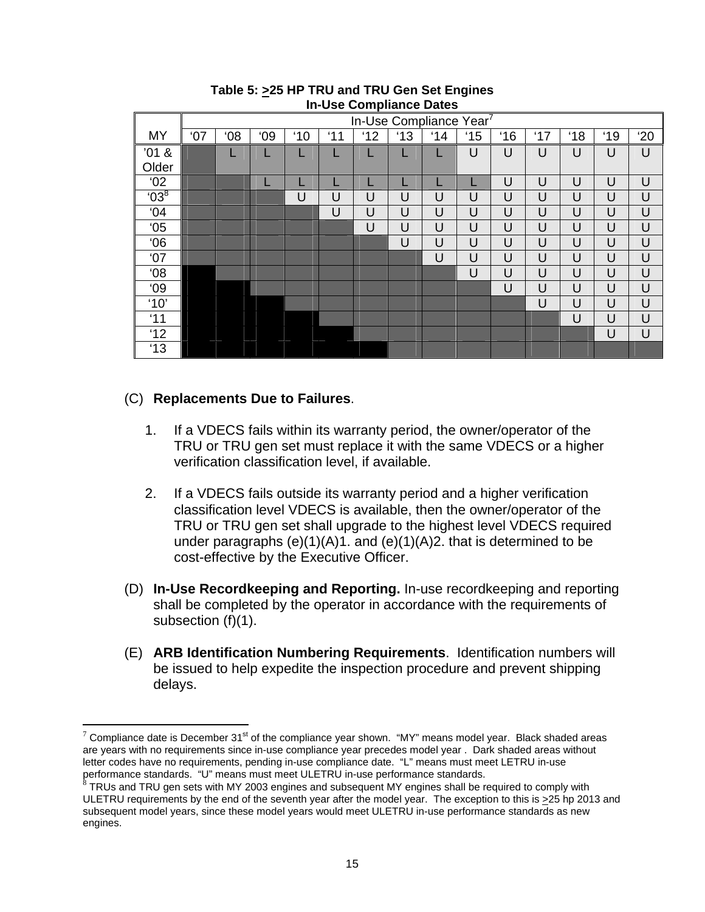**Table 5: ≥25 HP TRU and TRU Gen Set Engines In-Use Compliance Dates**

| MY | In-Use Compliance Year[7] | | | | | | | | | | | | | |
|---|---|---|---|---|---|---|---|---|---|---|---|---|---|---|
| | '07 | '08 | '09 | '10 | '11 | '12 | '13 | '14 | '15 | '16 | '17 | '18 | '19 | '20 |
| '01 & Older | | L | L | L | L | L | L | L | U | U | U | U | U | U |
| '02 | | | L | L | L | L | L | L | L | U | U | U | U | U |
| '03[8] | | | | U | U | U | U | U | U | U | U | U | U | U |
| '04 | | | | | U | U | U | U | U | U | U | U | U | U |
| '05 | | | | | | U | U | U | U | U | U | U | U | U |
| '06 | | | | | | | U | U | U | U | U | U | U | U |
| '07 | | | | | | | | U | U | U | U | U | U | U |
| '08 | | | | | | | | | U | U | U | U | U | U |
| '09 | | | | | | | | | | U | U | U | U | U |
| '10' | | | | | | | | | | | U | U | U | U |
| '11 | | | | | | | | | | | | U | U | U |
| '12 | | | | | | | | | | | | | U | U |
| '13 | | | | | | | | | | | | | | |

(C) **Replacements Due to Failures**.

1. If a VDECS fails within its warranty period, the owner/operator of the TRU or TRU gen set must replace it with the same VDECS or a higher verification classification level, if available.

2. If a VDECS fails outside its warranty period and a higher verification classification level VDECS is available, then the owner/operator of the TRU or TRU gen set shall upgrade to the highest level VDECS required under paragraphs (e)(1)(A)1. and (e)(1)(A)2. that is determined to be cost-effective by the Executive Officer.

(D) **In-Use Recordkeeping and Reporting.** In-use recordkeeping and reporting shall be completed by the operator in accordance with the requirements of subsection (f)(1).

(E) **ARB Identification Numbering Requirements**. Identification numbers will be issued to help expedite the inspection procedure and prevent shipping delays.

---

[7] Compliance date is December 31st of the compliance year shown. "MY" means model year. Black shaded areas are years with no requirements since in-use compliance year precedes model year . Dark shaded areas without letter codes have no requirements, pending in-use compliance date. "L" means must meet LETRU in-use performance standards. "U" means must meet ULETRU in-use performance standards.

[8] TRUs and TRU gen sets with MY 2003 engines and subsequent MY engines shall be required to comply with ULETRU requirements by the end of the seventh year after the model year. The exception to this is ≥25 hp 2013 and subsequent model years, since these model years would meet ULETRU in-use performance standards as new engines.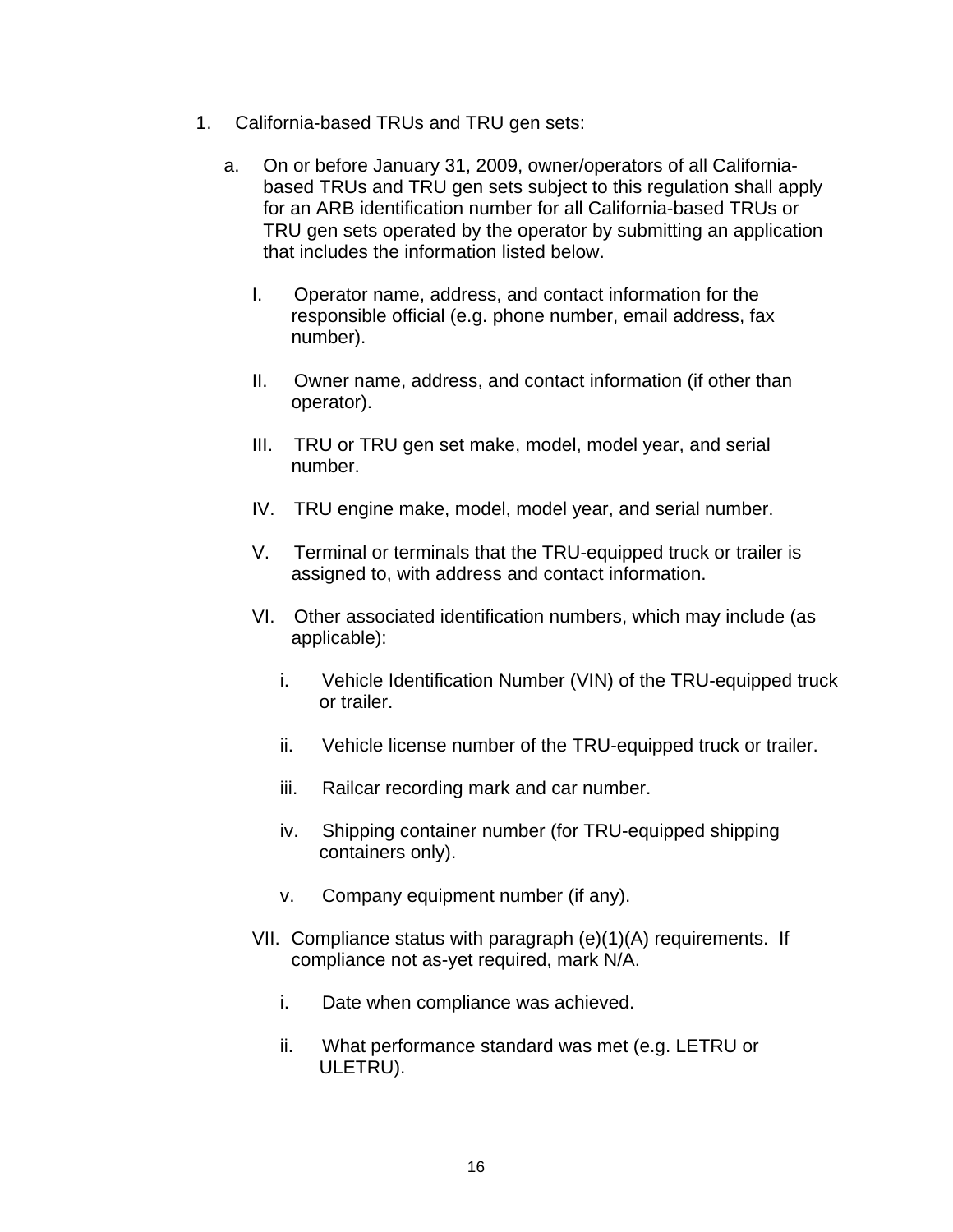1. California-based TRUs and TRU gen sets:

   a. On or before January 31, 2009, owner/operators of all California-based TRUs and TRU gen sets subject to this regulation shall apply for an ARB identification number for all California-based TRUs or TRU gen sets operated by the operator by submitting an application that includes the information listed below.

      I. Operator name, address, and contact information for the responsible official (e.g. phone number, email address, fax number).

      II. Owner name, address, and contact information (if other than operator).

      III. TRU or TRU gen set make, model, model year, and serial number.

      IV. TRU engine make, model, model year, and serial number.

      V. Terminal or terminals that the TRU-equipped truck or trailer is assigned to, with address and contact information.

      VI. Other associated identification numbers, which may include (as applicable):

         i. Vehicle Identification Number (VIN) of the TRU-equipped truck or trailer.

         ii. Vehicle license number of the TRU-equipped truck or trailer.

         iii. Railcar recording mark and car number.

         iv. Shipping container number (for TRU-equipped shipping containers only).

         v. Company equipment number (if any).

      VII. Compliance status with paragraph (e)(1)(A) requirements. If compliance not as-yet required, mark N/A.

         i. Date when compliance was achieved.

         ii. What performance standard was met (e.g. LETRU or ULETRU).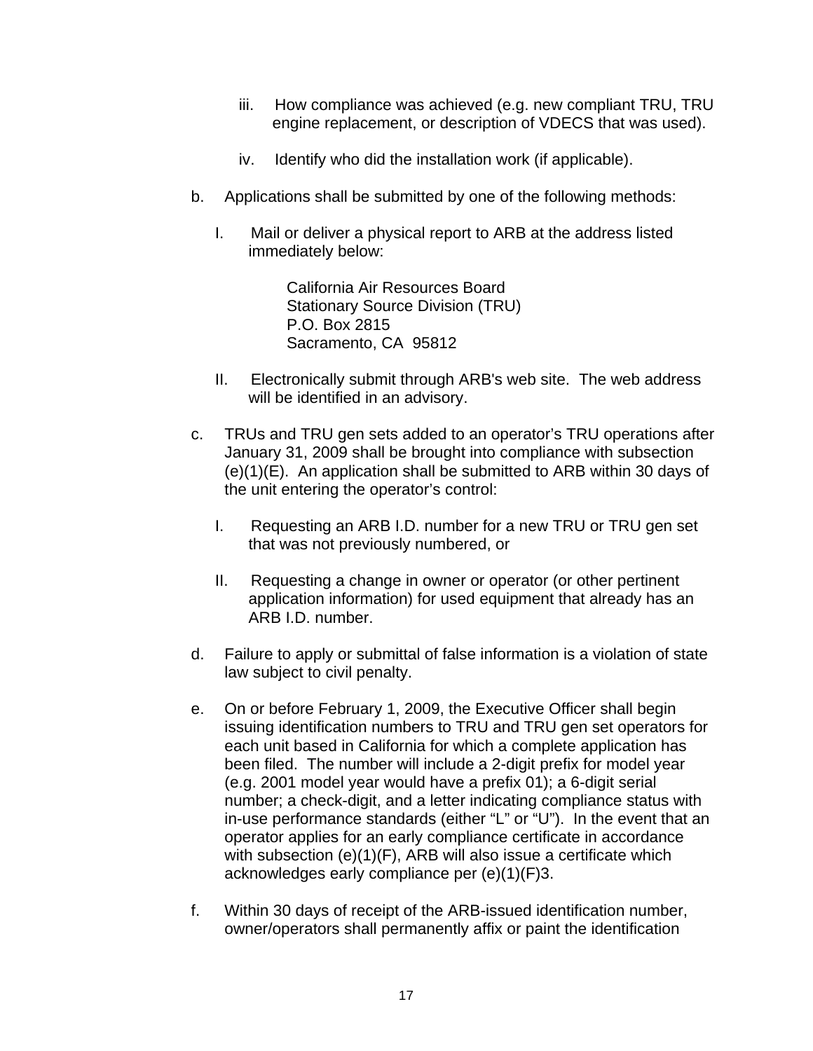iii. How compliance was achieved (e.g. new compliant TRU, TRU engine replacement, or description of VDECS that was used).

iv. Identify who did the installation work (if applicable).

b. Applications shall be submitted by one of the following methods:

   I. Mail or deliver a physical report to ARB at the address listed immediately below:

      California Air Resources Board
      Stationary Source Division (TRU)
      P.O. Box 2815
      Sacramento, CA 95812

   II. Electronically submit through ARB's web site. The web address will be identified in an advisory.

c. TRUs and TRU gen sets added to an operator's TRU operations after January 31, 2009 shall be brought into compliance with subsection (e)(1)(E). An application shall be submitted to ARB within 30 days of the unit entering the operator's control:

   I. Requesting an ARB I.D. number for a new TRU or TRU gen set that was not previously numbered, or

   II. Requesting a change in owner or operator (or other pertinent application information) for used equipment that already has an ARB I.D. number.

d. Failure to apply or submittal of false information is a violation of state law subject to civil penalty.

e. On or before February 1, 2009, the Executive Officer shall begin issuing identification numbers to TRU and TRU gen set operators for each unit based in California for which a complete application has been filed. The number will include a 2-digit prefix for model year (e.g. 2001 model year would have a prefix 01); a 6-digit serial number; a check-digit, and a letter indicating compliance status with in-use performance standards (either "L" or "U"). In the event that an operator applies for an early compliance certificate in accordance with subsection (e)(1)(F), ARB will also issue a certificate which acknowledges early compliance per (e)(1)(F)3.

f. Within 30 days of receipt of the ARB-issued identification number, owner/operators shall permanently affix or paint the identification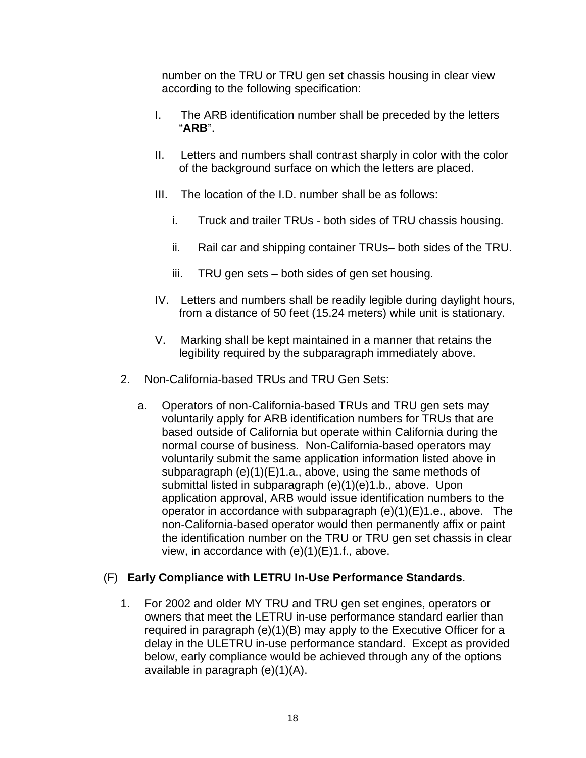number on the TRU or TRU gen set chassis housing in clear view according to the following specification:

I. The ARB identification number shall be preceded by the letters "**ARB**".

II. Letters and numbers shall contrast sharply in color with the color of the background surface on which the letters are placed.

III. The location of the I.D. number shall be as follows:

   i. Truck and trailer TRUs - both sides of TRU chassis housing.

   ii. Rail car and shipping container TRUs– both sides of the TRU.

   iii. TRU gen sets – both sides of gen set housing.

IV. Letters and numbers shall be readily legible during daylight hours, from a distance of 50 feet (15.24 meters) while unit is stationary.

V. Marking shall be kept maintained in a manner that retains the legibility required by the subparagraph immediately above.

2. Non-California-based TRUs and TRU Gen Sets:

   a. Operators of non-California-based TRUs and TRU gen sets may voluntarily apply for ARB identification numbers for TRUs that are based outside of California but operate within California during the normal course of business. Non-California-based operators may voluntarily submit the same application information listed above in subparagraph (e)(1)(E)1.a., above, using the same methods of submittal listed in subparagraph (e)(1)(e)1.b., above. Upon application approval, ARB would issue identification numbers to the operator in accordance with subparagraph (e)(1)(E)1.e., above. The non-California-based operator would then permanently affix or paint the identification number on the TRU or TRU gen set chassis in clear view, in accordance with (e)(1)(E)1.f., above.

(F) **Early Compliance with LETRU In-Use Performance Standards**.

1. For 2002 and older MY TRU and TRU gen set engines, operators or owners that meet the LETRU in-use performance standard earlier than required in paragraph (e)(1)(B) may apply to the Executive Officer for a delay in the ULETRU in-use performance standard. Except as provided below, early compliance would be achieved through any of the options available in paragraph (e)(1)(A).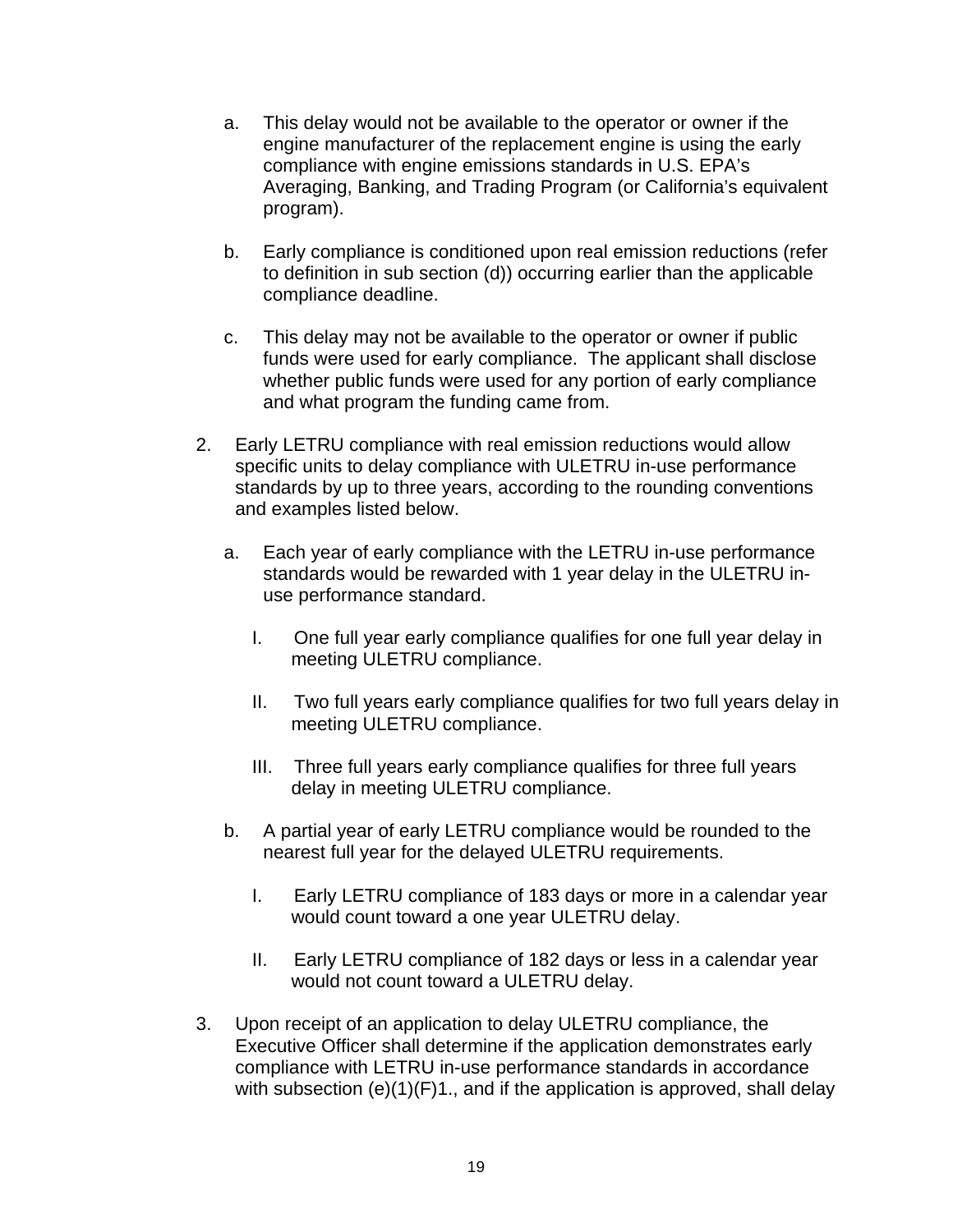a. This delay would not be available to the operator or owner if the engine manufacturer of the replacement engine is using the early compliance with engine emissions standards in U.S. EPA's Averaging, Banking, and Trading Program (or California's equivalent program).

   b. Early compliance is conditioned upon real emission reductions (refer to definition in sub section (d)) occurring earlier than the applicable compliance deadline.

   c. This delay may not be available to the operator or owner if public funds were used for early compliance. The applicant shall disclose whether public funds were used for any portion of early compliance and what program the funding came from.

2. Early LETRU compliance with real emission reductions would allow specific units to delay compliance with ULETRU in-use performance standards by up to three years, according to the rounding conventions and examples listed below.

   a. Each year of early compliance with the LETRU in-use performance standards would be rewarded with 1 year delay in the ULETRU in-use performance standard.

      I. One full year early compliance qualifies for one full year delay in meeting ULETRU compliance.

      II. Two full years early compliance qualifies for two full years delay in meeting ULETRU compliance.

      III. Three full years early compliance qualifies for three full years delay in meeting ULETRU compliance.

   b. A partial year of early LETRU compliance would be rounded to the nearest full year for the delayed ULETRU requirements.

      I. Early LETRU compliance of 183 days or more in a calendar year would count toward a one year ULETRU delay.

      II. Early LETRU compliance of 182 days or less in a calendar year would not count toward a ULETRU delay.

3. Upon receipt of an application to delay ULETRU compliance, the Executive Officer shall determine if the application demonstrates early compliance with LETRU in-use performance standards in accordance with subsection (e)(1)(F)1., and if the application is approved, shall delay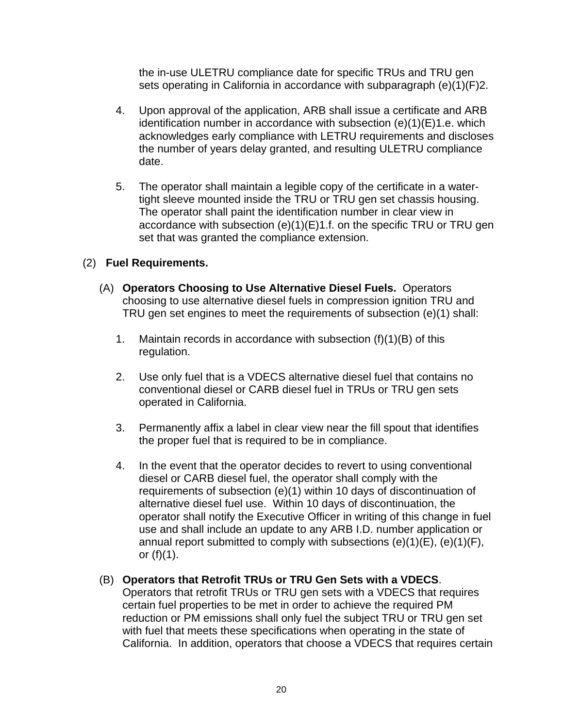the in-use ULETRU compliance date for specific TRUs and TRU gen sets operating in California in accordance with subparagraph (e)(1)(F)2.

4. Upon approval of the application, ARB shall issue a certificate and ARB identification number in accordance with subsection (e)(1)(E)1.e. which acknowledges early compliance with LETRU requirements and discloses the number of years delay granted, and resulting ULETRU compliance date.

5. The operator shall maintain a legible copy of the certificate in a water-tight sleeve mounted inside the TRU or TRU gen set chassis housing. The operator shall paint the identification number in clear view in accordance with subsection (e)(1)(E)1.f. on the specific TRU or TRU gen set that was granted the compliance extension.

(2) **Fuel Requirements.**

(A) **Operators Choosing to Use Alternative Diesel Fuels.** Operators choosing to use alternative diesel fuels in compression ignition TRU and TRU gen set engines to meet the requirements of subsection (e)(1) shall:

1. Maintain records in accordance with subsection (f)(1)(B) of this regulation.

2. Use only fuel that is a VDECS alternative diesel fuel that contains no conventional diesel or CARB diesel fuel in TRUs or TRU gen sets operated in California.

3. Permanently affix a label in clear view near the fill spout that identifies the proper fuel that is required to be in compliance.

4. In the event that the operator decides to revert to using conventional diesel or CARB diesel fuel, the operator shall comply with the requirements of subsection (e)(1) within 10 days of discontinuation of alternative diesel fuel use. Within 10 days of discontinuation, the operator shall notify the Executive Officer in writing of this change in fuel use and shall include an update to any ARB I.D. number application or annual report submitted to comply with subsections (e)(1)(E), (e)(1)(F), or (f)(1).

(B) **Operators that Retrofit TRUs or TRU Gen Sets with a VDECS**. Operators that retrofit TRUs or TRU gen sets with a VDECS that requires certain fuel properties to be met in order to achieve the required PM reduction or PM emissions shall only fuel the subject TRU or TRU gen set with fuel that meets these specifications when operating in the state of California. In addition, operators that choose a VDECS that requires certain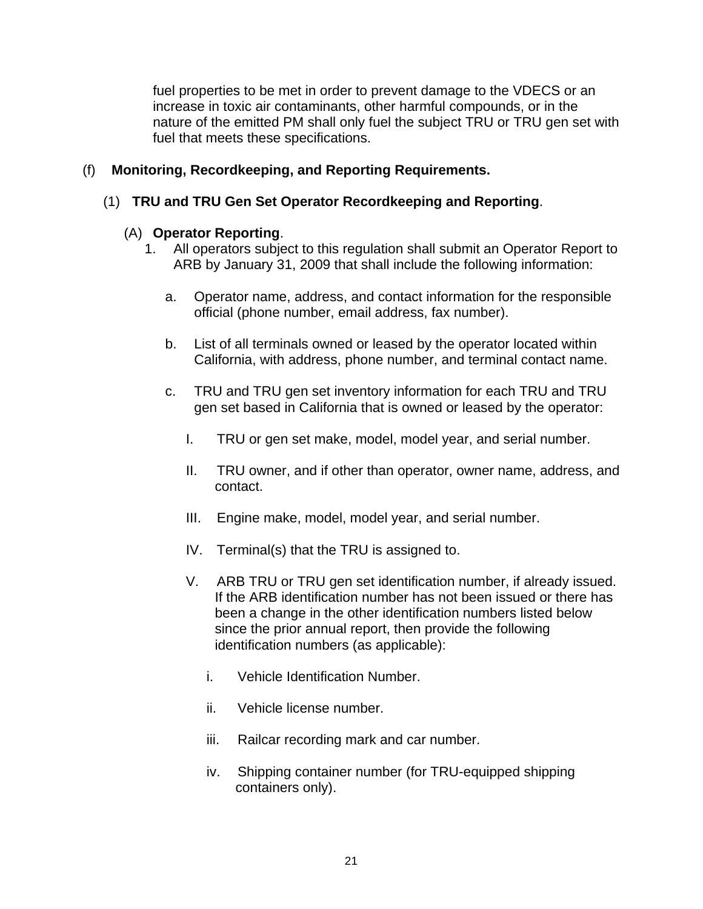fuel properties to be met in order to prevent damage to the VDECS or an increase in toxic air contaminants, other harmful compounds, or in the nature of the emitted PM shall only fuel the subject TRU or TRU gen set with fuel that meets these specifications.

(f) **Monitoring, Recordkeeping, and Reporting Requirements.**

(1) **TRU and TRU Gen Set Operator Recordkeeping and Reporting**.

(A) **Operator Reporting**.

1. All operators subject to this regulation shall submit an Operator Report to ARB by January 31, 2009 that shall include the following information:

   a. Operator name, address, and contact information for the responsible official (phone number, email address, fax number).

   b. List of all terminals owned or leased by the operator located within California, with address, phone number, and terminal contact name.

   c. TRU and TRU gen set inventory information for each TRU and TRU gen set based in California that is owned or leased by the operator:

      I. TRU or gen set make, model, model year, and serial number.

      II. TRU owner, and if other than operator, owner name, address, and contact.

      III. Engine make, model, model year, and serial number.

      IV. Terminal(s) that the TRU is assigned to.

      V. ARB TRU or TRU gen set identification number, if already issued. If the ARB identification number has not been issued or there has been a change in the other identification numbers listed below since the prior annual report, then provide the following identification numbers (as applicable):

         i. Vehicle Identification Number.

         ii. Vehicle license number.

         iii. Railcar recording mark and car number.

         iv. Shipping container number (for TRU-equipped shipping containers only).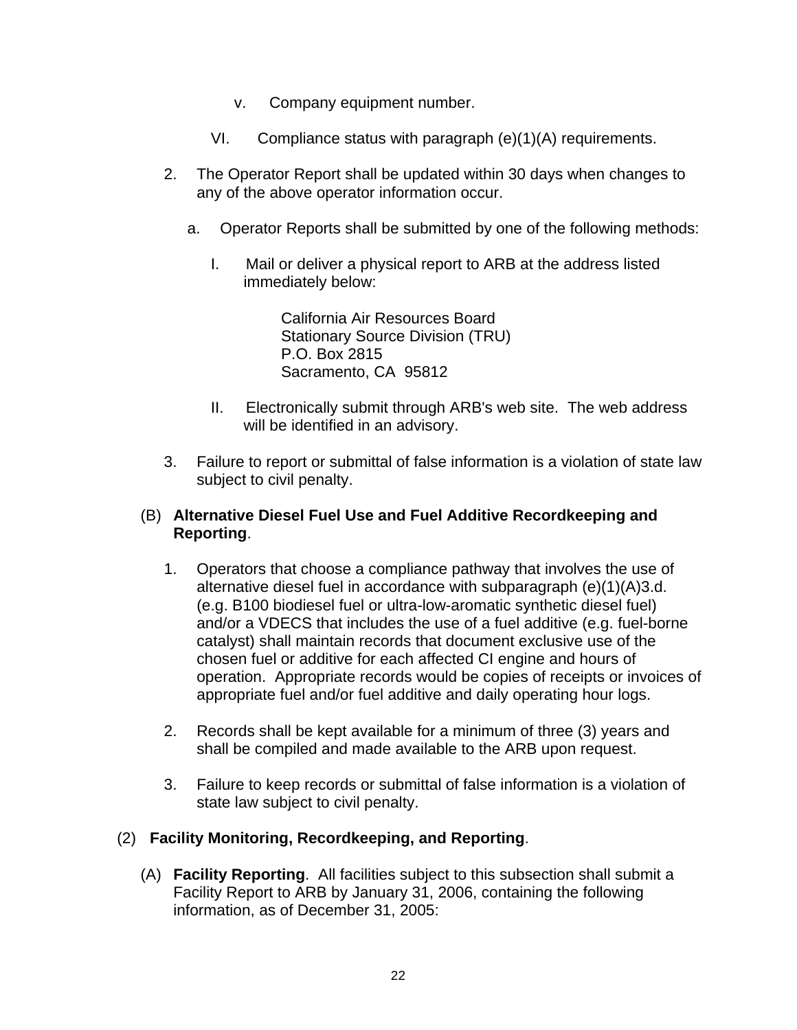v. Company equipment number.

VI. Compliance status with paragraph (e)(1)(A) requirements.

2. The Operator Report shall be updated within 30 days when changes to any of the above operator information occur.

   a. Operator Reports shall be submitted by one of the following methods:

      I. Mail or deliver a physical report to ARB at the address listed immediately below:

         California Air Resources Board
         Stationary Source Division (TRU)
         P.O. Box 2815
         Sacramento, CA 95812

      II. Electronically submit through ARB's web site. The web address will be identified in an advisory.

3. Failure to report or submittal of false information is a violation of state law subject to civil penalty.

(B) **Alternative Diesel Fuel Use and Fuel Additive Recordkeeping and Reporting**.

1. Operators that choose a compliance pathway that involves the use of alternative diesel fuel in accordance with subparagraph (e)(1)(A)3.d. (e.g. B100 biodiesel fuel or ultra-low-aromatic synthetic diesel fuel) and/or a VDECS that includes the use of a fuel additive (e.g. fuel-borne catalyst) shall maintain records that document exclusive use of the chosen fuel or additive for each affected CI engine and hours of operation. Appropriate records would be copies of receipts or invoices of appropriate fuel and/or fuel additive and daily operating hour logs.

2. Records shall be kept available for a minimum of three (3) years and shall be compiled and made available to the ARB upon request.

3. Failure to keep records or submittal of false information is a violation of state law subject to civil penalty.

(2) **Facility Monitoring, Recordkeeping, and Reporting**.

(A) **Facility Reporting**. All facilities subject to this subsection shall submit a Facility Report to ARB by January 31, 2006, containing the following information, as of December 31, 2005: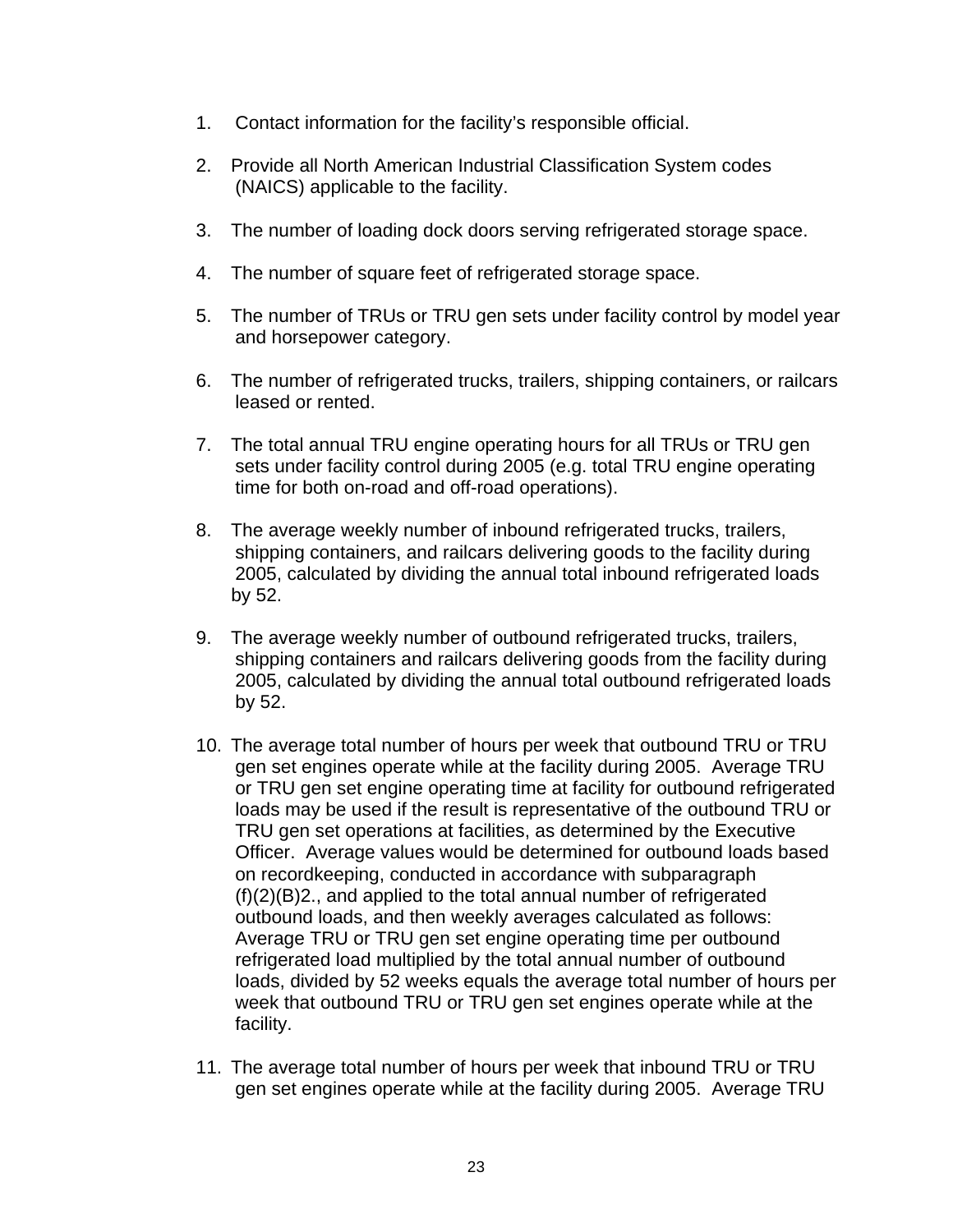1. Contact information for the facility's responsible official.

2. Provide all North American Industrial Classification System codes (NAICS) applicable to the facility.

3. The number of loading dock doors serving refrigerated storage space.

4. The number of square feet of refrigerated storage space.

5. The number of TRUs or TRU gen sets under facility control by model year and horsepower category.

6. The number of refrigerated trucks, trailers, shipping containers, or railcars leased or rented.

7. The total annual TRU engine operating hours for all TRUs or TRU gen sets under facility control during 2005 (e.g. total TRU engine operating time for both on-road and off-road operations).

8. The average weekly number of inbound refrigerated trucks, trailers, shipping containers, and railcars delivering goods to the facility during 2005, calculated by dividing the annual total inbound refrigerated loads by 52.

9. The average weekly number of outbound refrigerated trucks, trailers, shipping containers and railcars delivering goods from the facility during 2005, calculated by dividing the annual total outbound refrigerated loads by 52.

10. The average total number of hours per week that outbound TRU or TRU gen set engines operate while at the facility during 2005. Average TRU or TRU gen set engine operating time at facility for outbound refrigerated loads may be used if the result is representative of the outbound TRU or TRU gen set operations at facilities, as determined by the Executive Officer. Average values would be determined for outbound loads based on recordkeeping, conducted in accordance with subparagraph (f)(2)(B)2., and applied to the total annual number of refrigerated outbound loads, and then weekly averages calculated as follows: Average TRU or TRU gen set engine operating time per outbound refrigerated load multiplied by the total annual number of outbound loads, divided by 52 weeks equals the average total number of hours per week that outbound TRU or TRU gen set engines operate while at the facility.

11. The average total number of hours per week that inbound TRU or TRU gen set engines operate while at the facility during 2005. Average TRU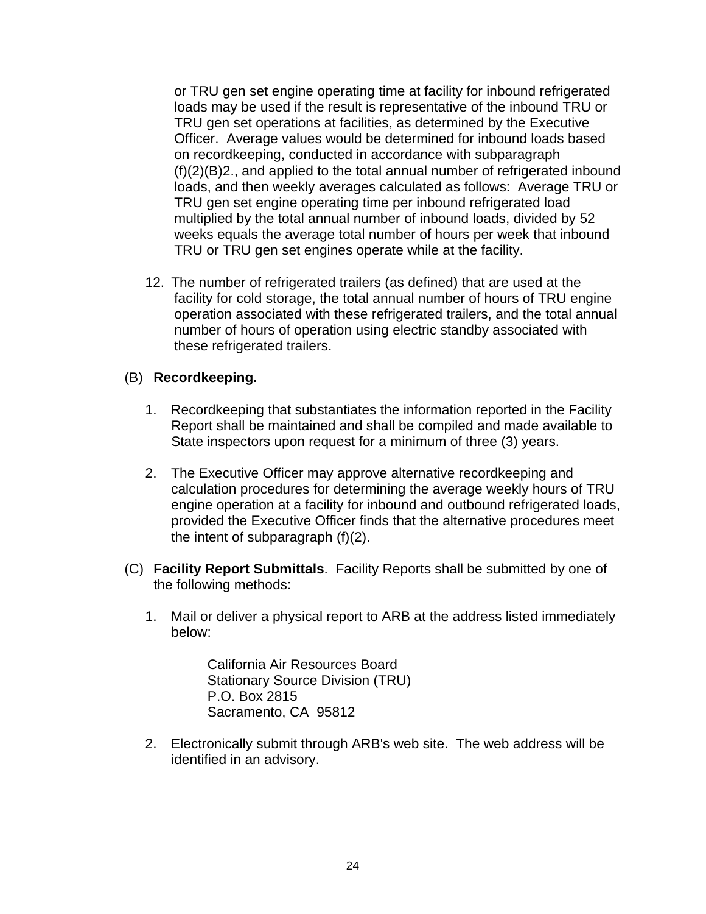or TRU gen set engine operating time at facility for inbound refrigerated loads may be used if the result is representative of the inbound TRU or TRU gen set operations at facilities, as determined by the Executive Officer. Average values would be determined for inbound loads based on recordkeeping, conducted in accordance with subparagraph (f)(2)(B)2., and applied to the total annual number of refrigerated inbound loads, and then weekly averages calculated as follows: Average TRU or TRU gen set engine operating time per inbound refrigerated load multiplied by the total annual number of inbound loads, divided by 52 weeks equals the average total number of hours per week that inbound TRU or TRU gen set engines operate while at the facility.

12. The number of refrigerated trailers (as defined) that are used at the facility for cold storage, the total annual number of hours of TRU engine operation associated with these refrigerated trailers, and the total annual number of hours of operation using electric standby associated with these refrigerated trailers.

(B) **Recordkeeping.**

1. Recordkeeping that substantiates the information reported in the Facility Report shall be maintained and shall be compiled and made available to State inspectors upon request for a minimum of three (3) years.

2. The Executive Officer may approve alternative recordkeeping and calculation procedures for determining the average weekly hours of TRU engine operation at a facility for inbound and outbound refrigerated loads, provided the Executive Officer finds that the alternative procedures meet the intent of subparagraph (f)(2).

(C) **Facility Report Submittals**. Facility Reports shall be submitted by one of the following methods:

1. Mail or deliver a physical report to ARB at the address listed immediately below:

   California Air Resources Board
   Stationary Source Division (TRU)
   P.O. Box 2815
   Sacramento, CA 95812

2. Electronically submit through ARB's web site. The web address will be identified in an advisory.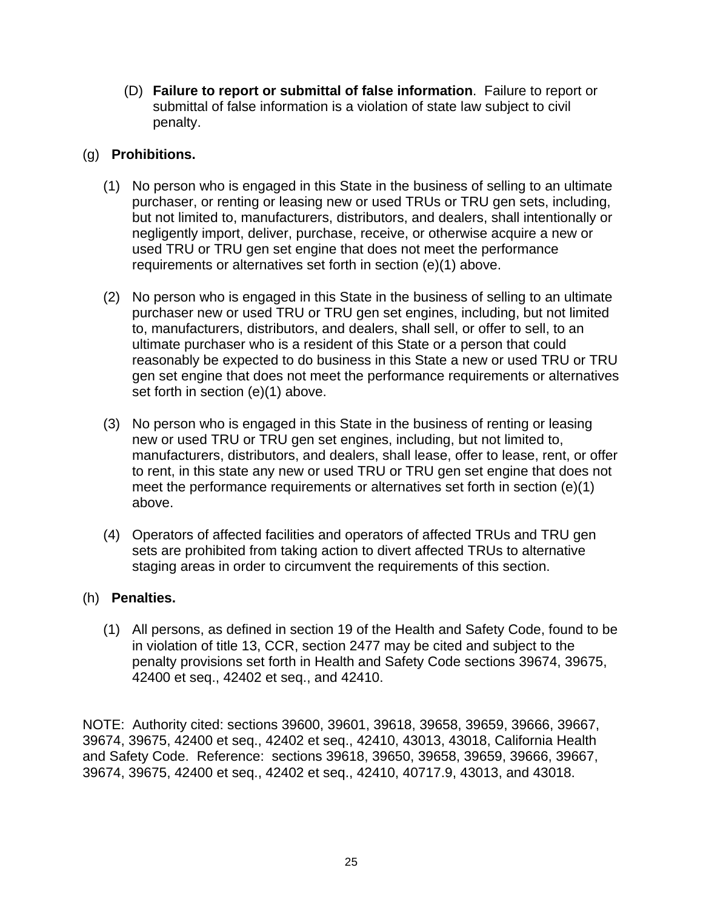(D) **Failure to report or submittal of false information**. Failure to report or submittal of false information is a violation of state law subject to civil penalty.

(g) **Prohibitions.**

(1) No person who is engaged in this State in the business of selling to an ultimate purchaser, or renting or leasing new or used TRUs or TRU gen sets, including, but not limited to, manufacturers, distributors, and dealers, shall intentionally or negligently import, deliver, purchase, receive, or otherwise acquire a new or used TRU or TRU gen set engine that does not meet the performance requirements or alternatives set forth in section (e)(1) above.

(2) No person who is engaged in this State in the business of selling to an ultimate purchaser new or used TRU or TRU gen set engines, including, but not limited to, manufacturers, distributors, and dealers, shall sell, or offer to sell, to an ultimate purchaser who is a resident of this State or a person that could reasonably be expected to do business in this State a new or used TRU or TRU gen set engine that does not meet the performance requirements or alternatives set forth in section (e)(1) above.

(3) No person who is engaged in this State in the business of renting or leasing new or used TRU or TRU gen set engines, including, but not limited to, manufacturers, distributors, and dealers, shall lease, offer to lease, rent, or offer to rent, in this state any new or used TRU or TRU gen set engine that does not meet the performance requirements or alternatives set forth in section (e)(1) above.

(4) Operators of affected facilities and operators of affected TRUs and TRU gen sets are prohibited from taking action to divert affected TRUs to alternative staging areas in order to circumvent the requirements of this section.

(h) **Penalties.**

(1) All persons, as defined in section 19 of the Health and Safety Code, found to be in violation of title 13, CCR, section 2477 may be cited and subject to the penalty provisions set forth in Health and Safety Code sections 39674, 39675, 42400 et seq., 42402 et seq., and 42410.

NOTE: Authority cited: sections 39600, 39601, 39618, 39658, 39659, 39666, 39667, 39674, 39675, 42400 et seq., 42402 et seq., 42410, 43013, 43018, California Health and Safety Code. Reference: sections 39618, 39650, 39658, 39659, 39666, 39667, 39674, 39675, 42400 et seq., 42402 et seq., 42410, 40717.9, 43013, and 43018.